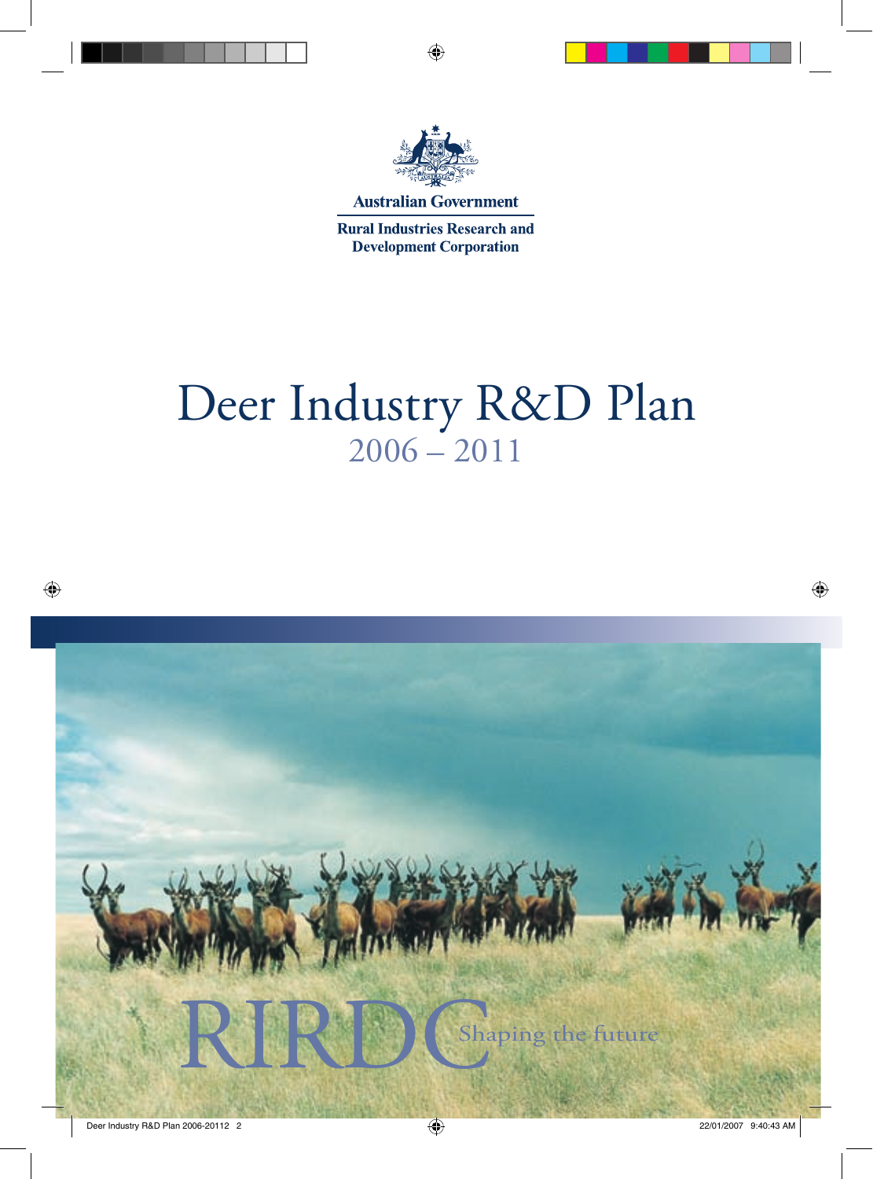Australian Government

Rural Industries Research and Development Corporation

# Deer Industry R&D Plan
## 2006 – 2011

RIRDC Shaping the future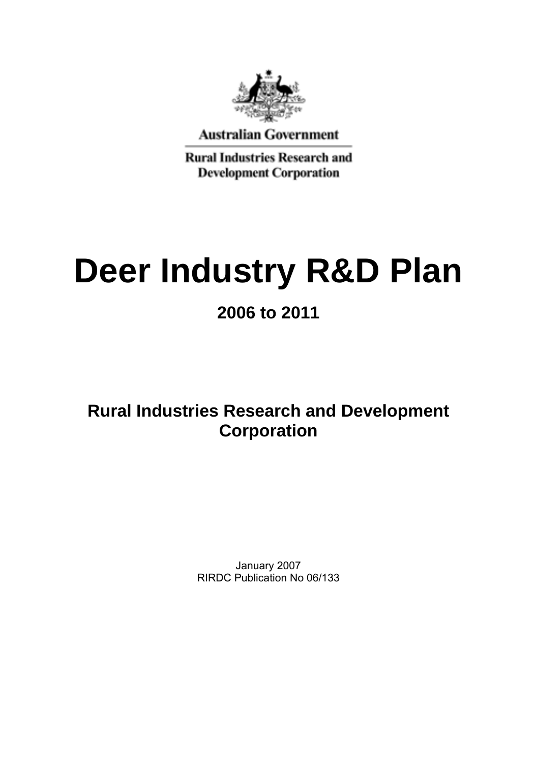Australian Government

Rural Industries Research and Development Corporation

# Deer Industry R&D Plan

## 2006 to 2011

**Rural Industries Research and Development Corporation**

January 2007

RIRDC Publication No 06/133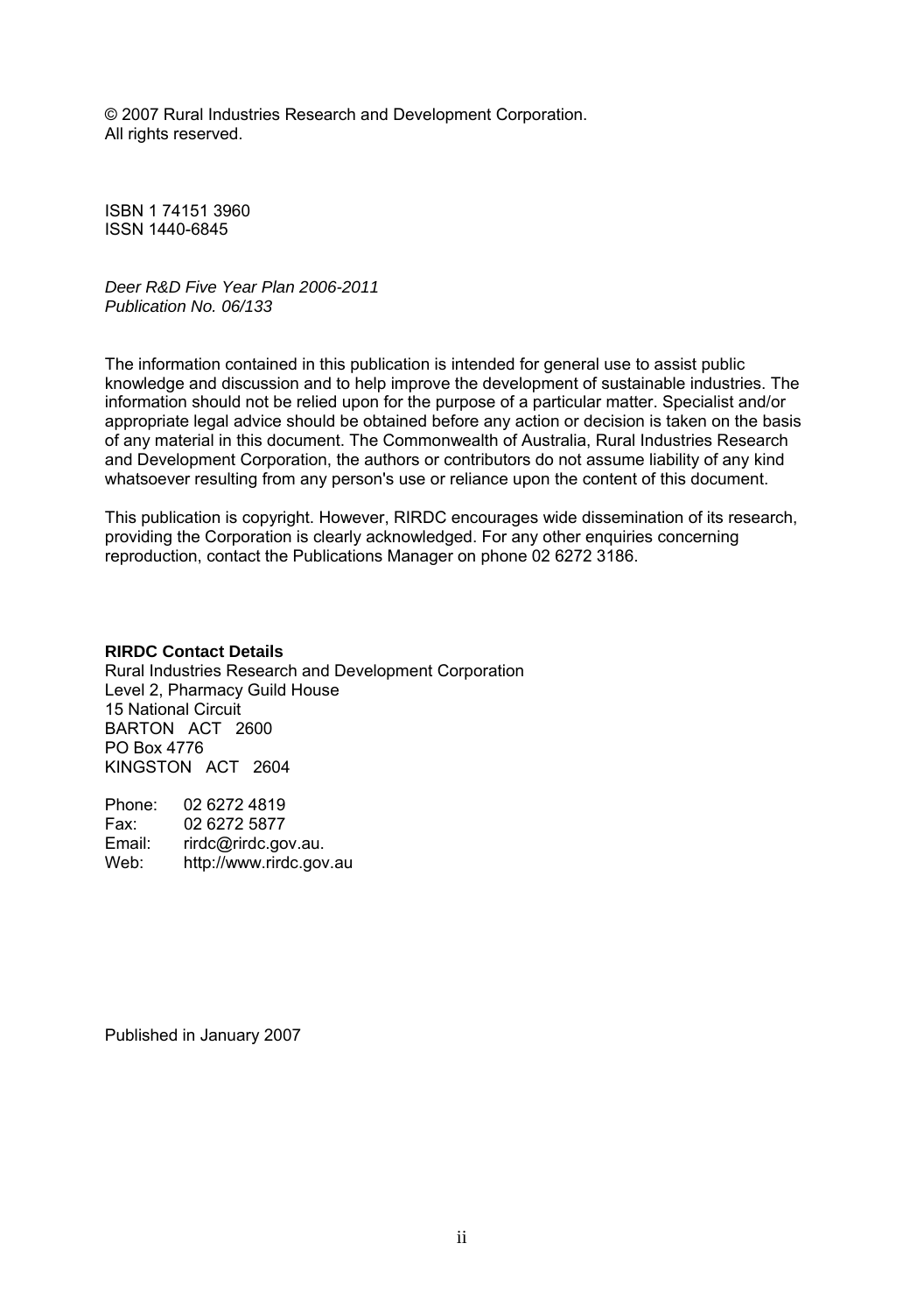© 2007 Rural Industries Research and Development Corporation.
All rights reserved.

ISBN 1 74151 3960
ISSN 1440-6845

*Deer R&D Five Year Plan 2006-2011*
*Publication No. 06/133*

The information contained in this publication is intended for general use to assist public knowledge and discussion and to help improve the development of sustainable industries. The information should not be relied upon for the purpose of a particular matter. Specialist and/or appropriate legal advice should be obtained before any action or decision is taken on the basis of any material in this document. The Commonwealth of Australia, Rural Industries Research and Development Corporation, the authors or contributors do not assume liability of any kind whatsoever resulting from any person's use or reliance upon the content of this document.

This publication is copyright. However, RIRDC encourages wide dissemination of its research, providing the Corporation is clearly acknowledged. For any other enquiries concerning reproduction, contact the Publications Manager on phone 02 6272 3186.

**RIRDC Contact Details**
Rural Industries Research and Development Corporation
Level 2, Pharmacy Guild House
15 National Circuit
BARTON ACT 2600
PO Box 4776
KINGSTON ACT 2604

Phone: 02 6272 4819
Fax: 02 6272 5877
Email: rirdc@rirdc.gov.au.
Web: http://www.rirdc.gov.au

Published in January 2007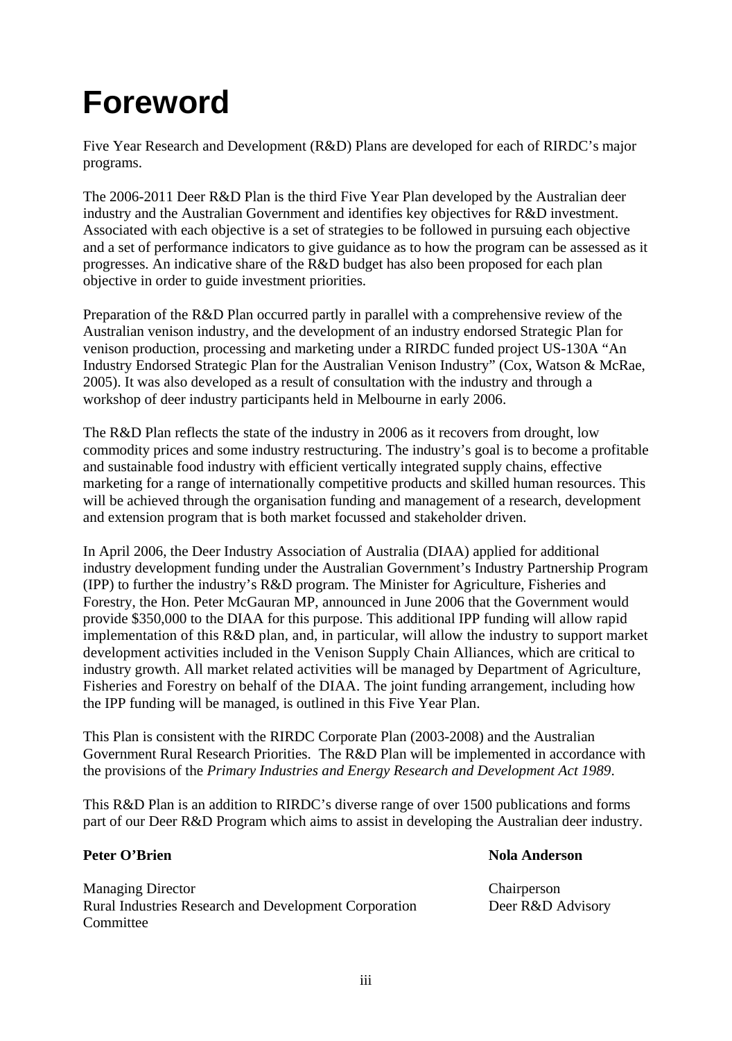# Foreword

Five Year Research and Development (R&D) Plans are developed for each of RIRDC's major programs.

The 2006-2011 Deer R&D Plan is the third Five Year Plan developed by the Australian deer industry and the Australian Government and identifies key objectives for R&D investment. Associated with each objective is a set of strategies to be followed in pursuing each objective and a set of performance indicators to give guidance as to how the program can be assessed as it progresses. An indicative share of the R&D budget has also been proposed for each plan objective in order to guide investment priorities.

Preparation of the R&D Plan occurred partly in parallel with a comprehensive review of the Australian venison industry, and the development of an industry endorsed Strategic Plan for venison production, processing and marketing under a RIRDC funded project US-130A "An Industry Endorsed Strategic Plan for the Australian Venison Industry" (Cox, Watson & McRae, 2005). It was also developed as a result of consultation with the industry and through a workshop of deer industry participants held in Melbourne in early 2006.

The R&D Plan reflects the state of the industry in 2006 as it recovers from drought, low commodity prices and some industry restructuring. The industry's goal is to become a profitable and sustainable food industry with efficient vertically integrated supply chains, effective marketing for a range of internationally competitive products and skilled human resources. This will be achieved through the organisation funding and management of a research, development and extension program that is both market focussed and stakeholder driven.

In April 2006, the Deer Industry Association of Australia (DIAA) applied for additional industry development funding under the Australian Government's Industry Partnership Program (IPP) to further the industry's R&D program. The Minister for Agriculture, Fisheries and Forestry, the Hon. Peter McGauran MP, announced in June 2006 that the Government would provide $350,000 to the DIAA for this purpose. This additional IPP funding will allow rapid implementation of this R&D plan, and, in particular, will allow the industry to support market development activities included in the Venison Supply Chain Alliances, which are critical to industry growth. All market related activities will be managed by Department of Agriculture, Fisheries and Forestry on behalf of the DIAA. The joint funding arrangement, including how the IPP funding will be managed, is outlined in this Five Year Plan.

This Plan is consistent with the RIRDC Corporate Plan (2003-2008) and the Australian Government Rural Research Priorities. The R&D Plan will be implemented in accordance with the provisions of the *Primary Industries and Energy Research and Development Act 1989*.

This R&D Plan is an addition to RIRDC's diverse range of over 1500 publications and forms part of our Deer R&D Program which aims to assist in developing the Australian deer industry.

**Peter O'Brien**

Managing Director
Rural Industries Research and Development Corporation

**Nola Anderson**

Chairperson
Deer R&D Advisory Committee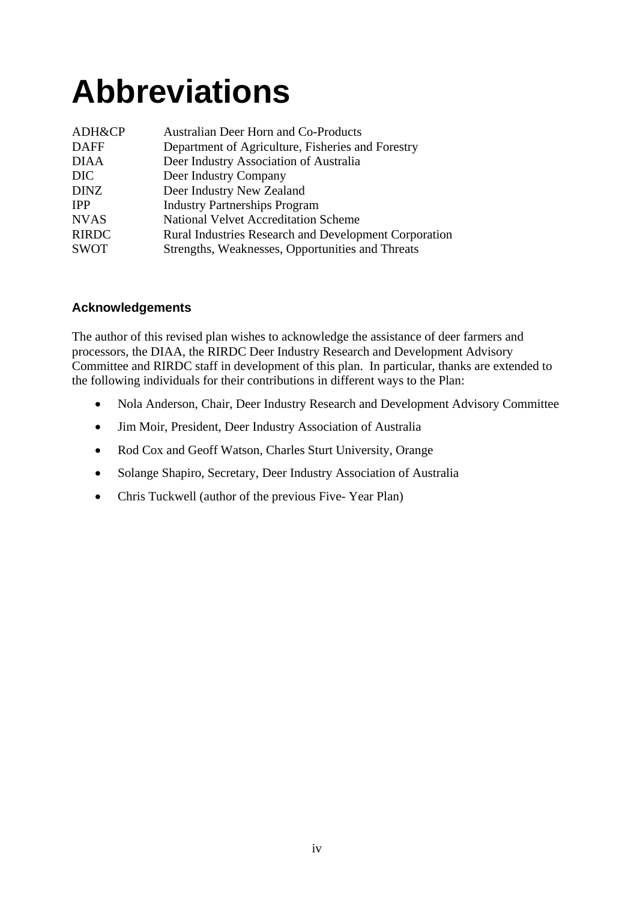# Abbreviations

| | |
|---|---|
| ADH&CP | Australian Deer Horn and Co-Products |
| DAFF | Department of Agriculture, Fisheries and Forestry |
| DIAA | Deer Industry Association of Australia |
| DIC | Deer Industry Company |
| DINZ | Deer Industry New Zealand |
| IPP | Industry Partnerships Program |
| NVAS | National Velvet Accreditation Scheme |
| RIRDC | Rural Industries Research and Development Corporation |
| SWOT | Strengths, Weaknesses, Opportunities and Threats |

### Acknowledgements

The author of this revised plan wishes to acknowledge the assistance of deer farmers and processors, the DIAA, the RIRDC Deer Industry Research and Development Advisory Committee and RIRDC staff in development of this plan. In particular, thanks are extended to the following individuals for their contributions in different ways to the Plan:

- Nola Anderson, Chair, Deer Industry Research and Development Advisory Committee
- Jim Moir, President, Deer Industry Association of Australia
- Rod Cox and Geoff Watson, Charles Sturt University, Orange
- Solange Shapiro, Secretary, Deer Industry Association of Australia
- Chris Tuckwell (author of the previous Five- Year Plan)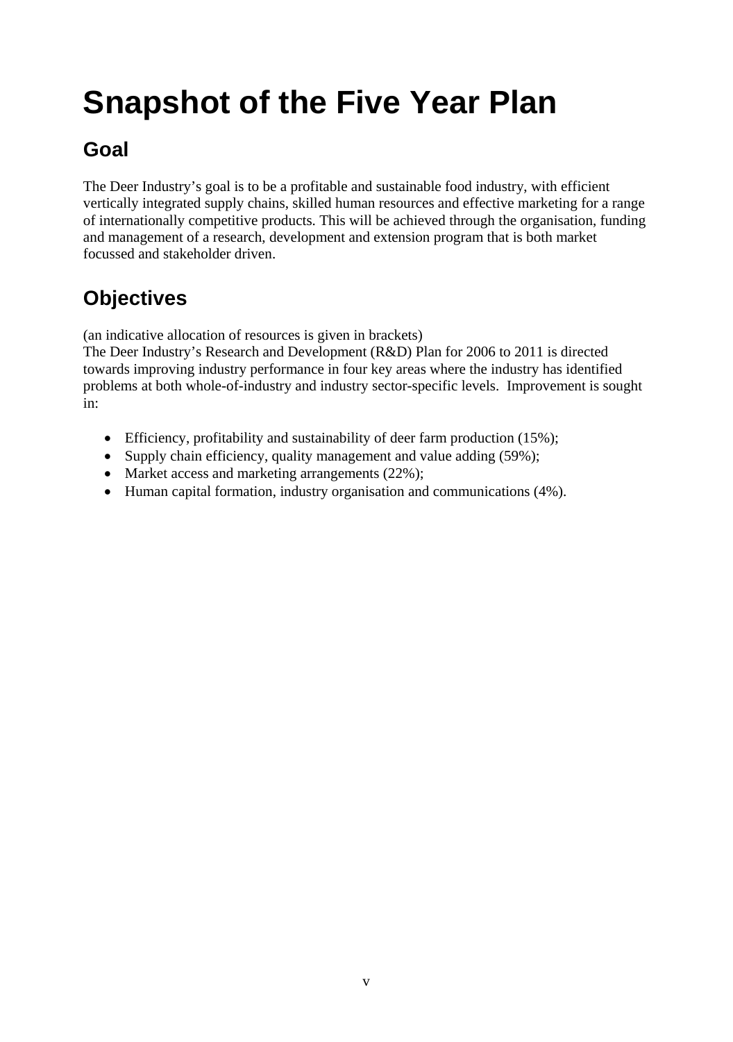# Snapshot of the Five Year Plan

## Goal

The Deer Industry's goal is to be a profitable and sustainable food industry, with efficient vertically integrated supply chains, skilled human resources and effective marketing for a range of internationally competitive products. This will be achieved through the organisation, funding and management of a research, development and extension program that is both market focussed and stakeholder driven.

## Objectives

(an indicative allocation of resources is given in brackets)
The Deer Industry's Research and Development (R&D) Plan for 2006 to 2011 is directed towards improving industry performance in four key areas where the industry has identified problems at both whole-of-industry and industry sector-specific levels. Improvement is sought in:

- Efficiency, profitability and sustainability of deer farm production (15%);
- Supply chain efficiency, quality management and value adding (59%);
- Market access and marketing arrangements (22%);
- Human capital formation, industry organisation and communications (4%).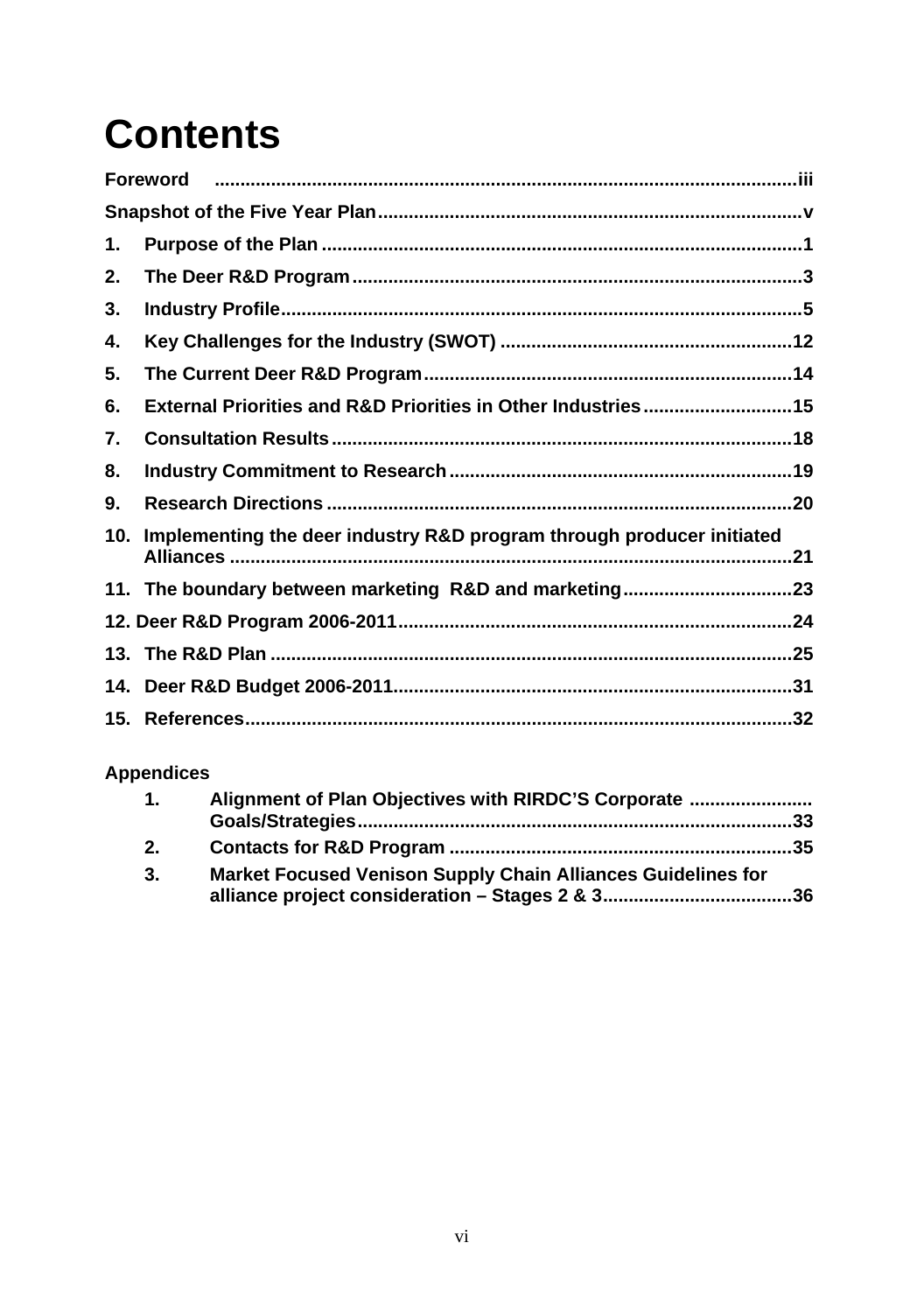# Contents

**Foreword** ..................................................................................................................iii

**Snapshot of the Five Year Plan**..................................................................................v

**1. Purpose of the Plan** ..............................................................................................1

**2. The Deer R&D Program**.......................................................................................3

**3. Industry Profile**.....................................................................................................5

**4. Key Challenges for the Industry (SWOT)** .........................................................12

**5. The Current Deer R&D Program**........................................................................14

**6. External Priorities and R&D Priorities in Other Industries**.............................15

**7. Consultation Results**..........................................................................................18

**8. Industry Commitment to Research**...................................................................19

**9. Research Directions**...........................................................................................20

**10. Implementing the deer industry R&D program through producer initiated Alliances** ..............................................................................................................21

**11. The boundary between marketing R&D and marketing**.................................23

**12. Deer R&D Program 2006-2011**............................................................................24

**13. The R&D Plan** ......................................................................................................25

**14. Deer R&D Budget 2006-2011**..............................................................................31

**15. References**...........................................................................................................32

**Appendices**

1. **Alignment of Plan Objectives with RIRDC'S Corporate Goals/Strategies**....................................................................................33
2. **Contacts for R&D Program** ..................................................................35
3. **Market Focused Venison Supply Chain Alliances Guidelines for alliance project consideration – Stages 2 & 3**....................................36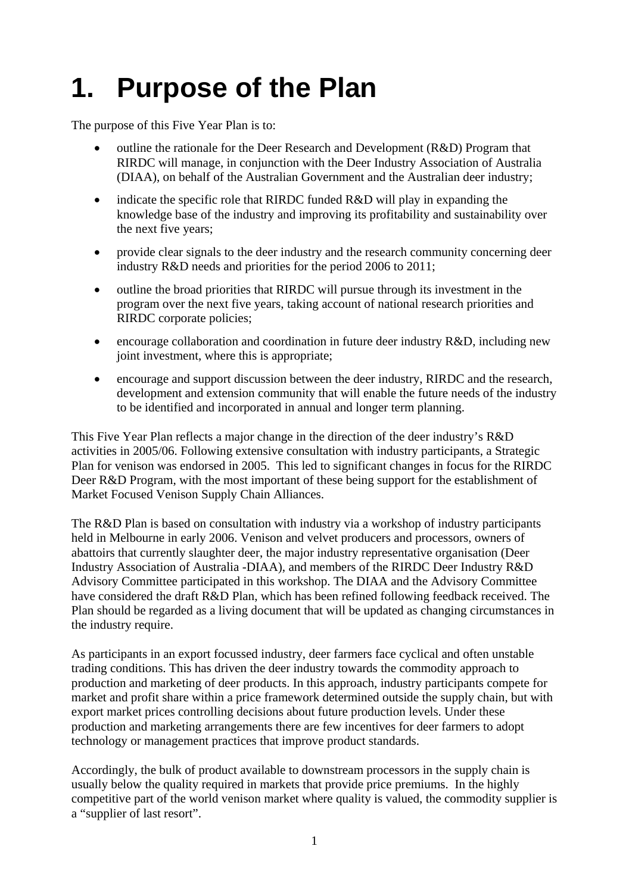# 1. Purpose of the Plan

The purpose of this Five Year Plan is to:

- outline the rationale for the Deer Research and Development (R&D) Program that RIRDC will manage, in conjunction with the Deer Industry Association of Australia (DIAA), on behalf of the Australian Government and the Australian deer industry;
- indicate the specific role that RIRDC funded R&D will play in expanding the knowledge base of the industry and improving its profitability and sustainability over the next five years;
- provide clear signals to the deer industry and the research community concerning deer industry R&D needs and priorities for the period 2006 to 2011;
- outline the broad priorities that RIRDC will pursue through its investment in the program over the next five years, taking account of national research priorities and RIRDC corporate policies;
- encourage collaboration and coordination in future deer industry R&D, including new joint investment, where this is appropriate;
- encourage and support discussion between the deer industry, RIRDC and the research, development and extension community that will enable the future needs of the industry to be identified and incorporated in annual and longer term planning.

This Five Year Plan reflects a major change in the direction of the deer industry's R&D activities in 2005/06. Following extensive consultation with industry participants, a Strategic Plan for venison was endorsed in 2005. This led to significant changes in focus for the RIRDC Deer R&D Program, with the most important of these being support for the establishment of Market Focused Venison Supply Chain Alliances.

The R&D Plan is based on consultation with industry via a workshop of industry participants held in Melbourne in early 2006. Venison and velvet producers and processors, owners of abattoirs that currently slaughter deer, the major industry representative organisation (Deer Industry Association of Australia -DIAA), and members of the RIRDC Deer Industry R&D Advisory Committee participated in this workshop. The DIAA and the Advisory Committee have considered the draft R&D Plan, which has been refined following feedback received. The Plan should be regarded as a living document that will be updated as changing circumstances in the industry require.

As participants in an export focussed industry, deer farmers face cyclical and often unstable trading conditions. This has driven the deer industry towards the commodity approach to production and marketing of deer products. In this approach, industry participants compete for market and profit share within a price framework determined outside the supply chain, but with export market prices controlling decisions about future production levels. Under these production and marketing arrangements there are few incentives for deer farmers to adopt technology or management practices that improve product standards.

Accordingly, the bulk of product available to downstream processors in the supply chain is usually below the quality required in markets that provide price premiums. In the highly competitive part of the world venison market where quality is valued, the commodity supplier is a "supplier of last resort".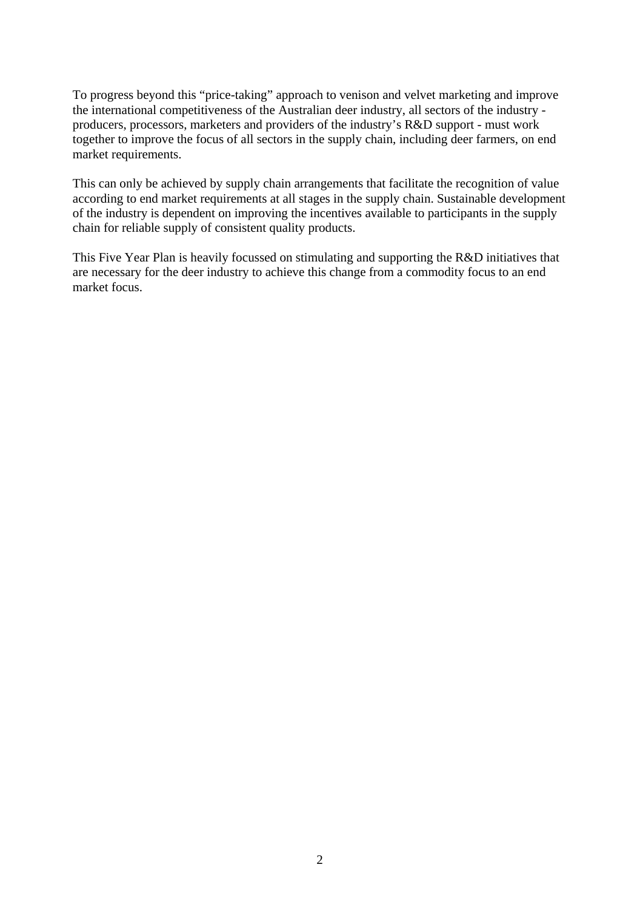To progress beyond this "price-taking" approach to venison and velvet marketing and improve the international competitiveness of the Australian deer industry, all sectors of the industry - producers, processors, marketers and providers of the industry's R&D support - must work together to improve the focus of all sectors in the supply chain, including deer farmers, on end market requirements.

This can only be achieved by supply chain arrangements that facilitate the recognition of value according to end market requirements at all stages in the supply chain. Sustainable development of the industry is dependent on improving the incentives available to participants in the supply chain for reliable supply of consistent quality products.

This Five Year Plan is heavily focussed on stimulating and supporting the R&D initiatives that are necessary for the deer industry to achieve this change from a commodity focus to an end market focus.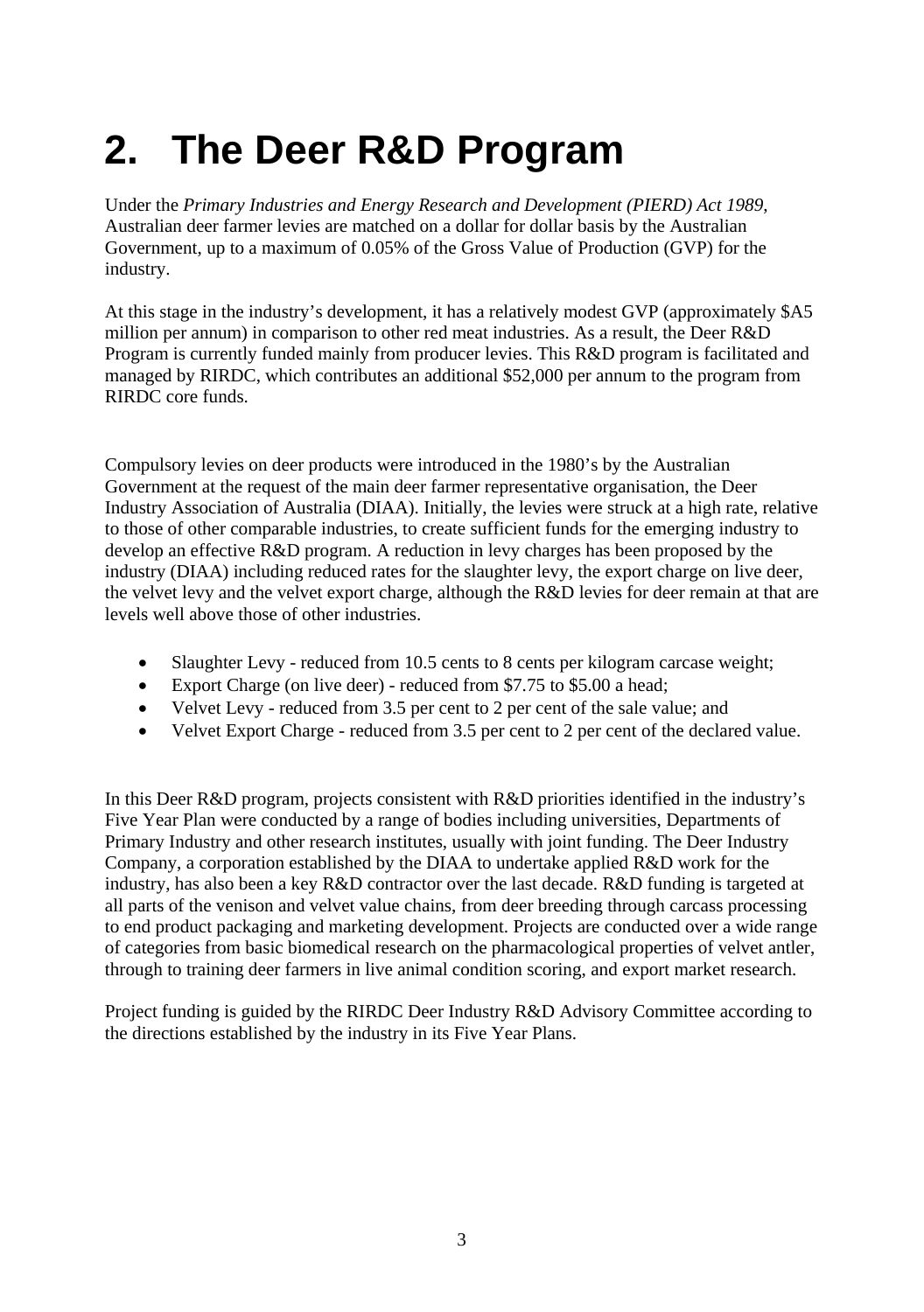# 2. The Deer R&D Program

Under the *Primary Industries and Energy Research and Development (PIERD) Act 1989*, Australian deer farmer levies are matched on a dollar for dollar basis by the Australian Government, up to a maximum of 0.05% of the Gross Value of Production (GVP) for the industry.

At this stage in the industry's development, it has a relatively modest GVP (approximately $A5 million per annum) in comparison to other red meat industries. As a result, the Deer R&D Program is currently funded mainly from producer levies. This R&D program is facilitated and managed by RIRDC, which contributes an additional $52,000 per annum to the program from RIRDC core funds.

Compulsory levies on deer products were introduced in the 1980's by the Australian Government at the request of the main deer farmer representative organisation, the Deer Industry Association of Australia (DIAA). Initially, the levies were struck at a high rate, relative to those of other comparable industries, to create sufficient funds for the emerging industry to develop an effective R&D program. A reduction in levy charges has been proposed by the industry (DIAA) including reduced rates for the slaughter levy, the export charge on live deer, the velvet levy and the velvet export charge, although the R&D levies for deer remain at that are levels well above those of other industries.

- Slaughter Levy - reduced from 10.5 cents to 8 cents per kilogram carcase weight;
- Export Charge (on live deer) - reduced from $7.75 to $5.00 a head;
- Velvet Levy - reduced from 3.5 per cent to 2 per cent of the sale value; and
- Velvet Export Charge - reduced from 3.5 per cent to 2 per cent of the declared value.

In this Deer R&D program, projects consistent with R&D priorities identified in the industry's Five Year Plan were conducted by a range of bodies including universities, Departments of Primary Industry and other research institutes, usually with joint funding. The Deer Industry Company, a corporation established by the DIAA to undertake applied R&D work for the industry, has also been a key R&D contractor over the last decade. R&D funding is targeted at all parts of the venison and velvet value chains, from deer breeding through carcass processing to end product packaging and marketing development. Projects are conducted over a wide range of categories from basic biomedical research on the pharmacological properties of velvet antler, through to training deer farmers in live animal condition scoring, and export market research.

Project funding is guided by the RIRDC Deer Industry R&D Advisory Committee according to the directions established by the industry in its Five Year Plans.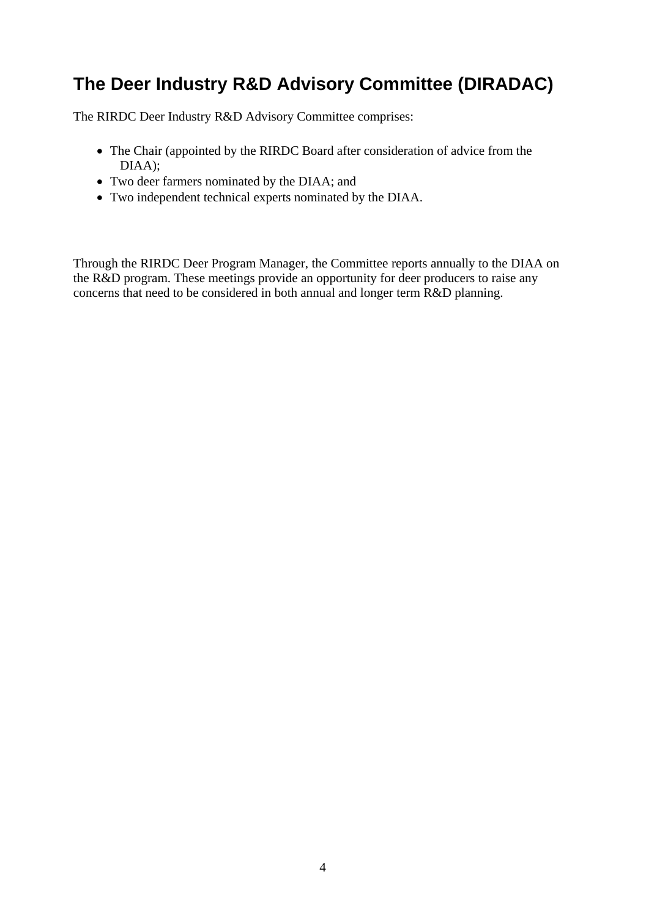## The Deer Industry R&D Advisory Committee (DIRADAC)

The RIRDC Deer Industry R&D Advisory Committee comprises:

- The Chair (appointed by the RIRDC Board after consideration of advice from the DIAA);
- Two deer farmers nominated by the DIAA; and
- Two independent technical experts nominated by the DIAA.

Through the RIRDC Deer Program Manager, the Committee reports annually to the DIAA on the R&D program. These meetings provide an opportunity for deer producers to raise any concerns that need to be considered in both annual and longer term R&D planning.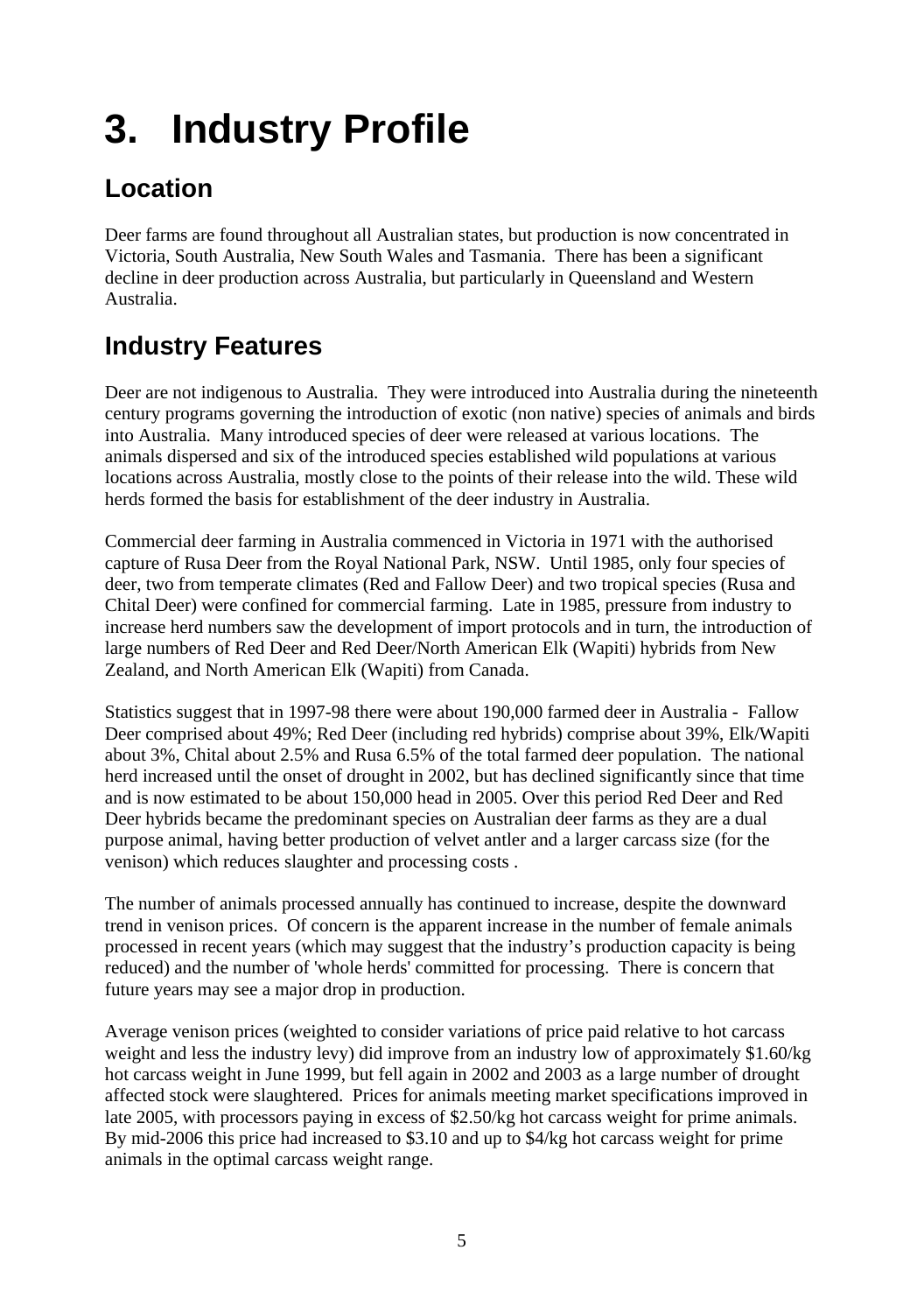# 3. Industry Profile

## Location

Deer farms are found throughout all Australian states, but production is now concentrated in Victoria, South Australia, New South Wales and Tasmania. There has been a significant decline in deer production across Australia, but particularly in Queensland and Western Australia.

## Industry Features

Deer are not indigenous to Australia. They were introduced into Australia during the nineteenth century programs governing the introduction of exotic (non native) species of animals and birds into Australia. Many introduced species of deer were released at various locations. The animals dispersed and six of the introduced species established wild populations at various locations across Australia, mostly close to the points of their release into the wild. These wild herds formed the basis for establishment of the deer industry in Australia.

Commercial deer farming in Australia commenced in Victoria in 1971 with the authorised capture of Rusa Deer from the Royal National Park, NSW. Until 1985, only four species of deer, two from temperate climates (Red and Fallow Deer) and two tropical species (Rusa and Chital Deer) were confined for commercial farming. Late in 1985, pressure from industry to increase herd numbers saw the development of import protocols and in turn, the introduction of large numbers of Red Deer and Red Deer/North American Elk (Wapiti) hybrids from New Zealand, and North American Elk (Wapiti) from Canada.

Statistics suggest that in 1997-98 there were about 190,000 farmed deer in Australia - Fallow Deer comprised about 49%; Red Deer (including red hybrids) comprise about 39%, Elk/Wapiti about 3%, Chital about 2.5% and Rusa 6.5% of the total farmed deer population. The national herd increased until the onset of drought in 2002, but has declined significantly since that time and is now estimated to be about 150,000 head in 2005. Over this period Red Deer and Red Deer hybrids became the predominant species on Australian deer farms as they are a dual purpose animal, having better production of velvet antler and a larger carcass size (for the venison) which reduces slaughter and processing costs .

The number of animals processed annually has continued to increase, despite the downward trend in venison prices. Of concern is the apparent increase in the number of female animals processed in recent years (which may suggest that the industry's production capacity is being reduced) and the number of 'whole herds' committed for processing. There is concern that future years may see a major drop in production.

Average venison prices (weighted to consider variations of price paid relative to hot carcass weight and less the industry levy) did improve from an industry low of approximately $1.60/kg hot carcass weight in June 1999, but fell again in 2002 and 2003 as a large number of drought affected stock were slaughtered. Prices for animals meeting market specifications improved in late 2005, with processors paying in excess of $2.50/kg hot carcass weight for prime animals. By mid-2006 this price had increased to $3.10 and up to $4/kg hot carcass weight for prime animals in the optimal carcass weight range.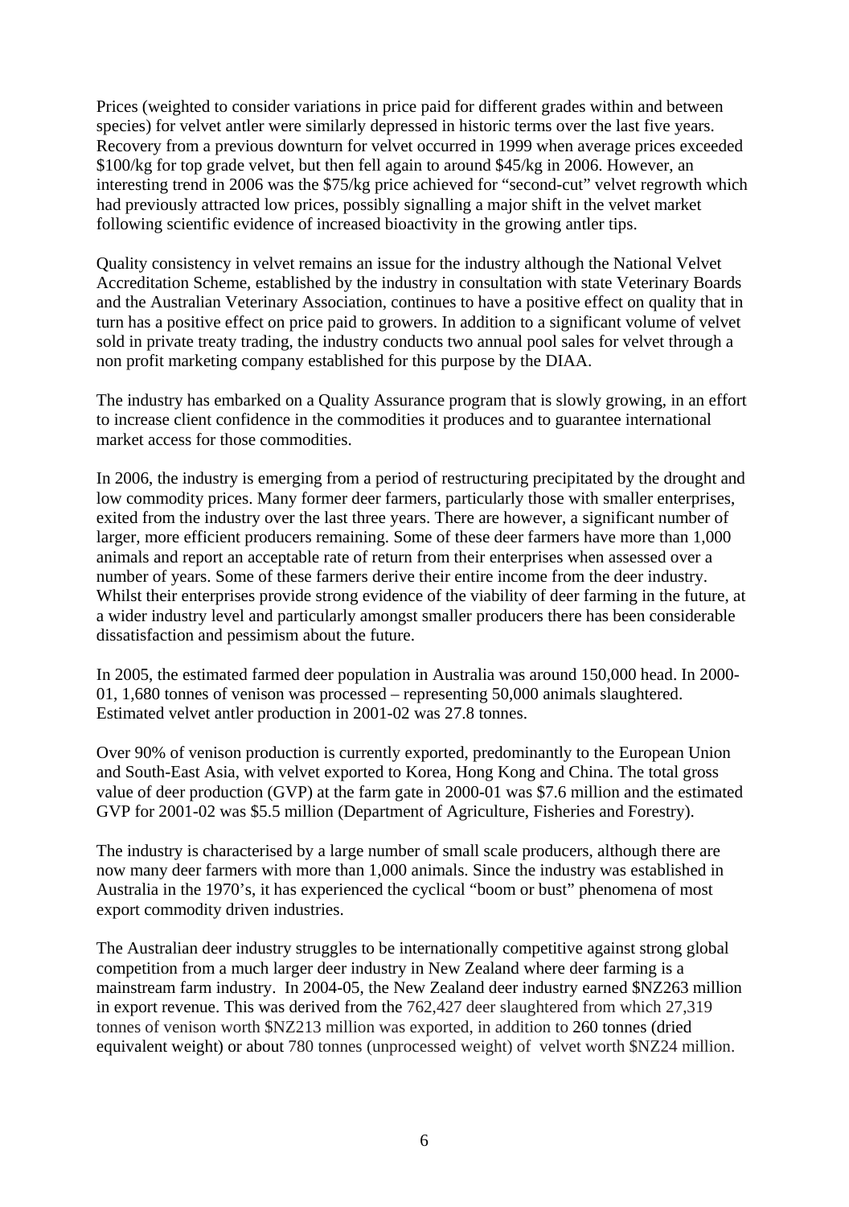Prices (weighted to consider variations in price paid for different grades within and between species) for velvet antler were similarly depressed in historic terms over the last five years. Recovery from a previous downturn for velvet occurred in 1999 when average prices exceeded \$100/kg for top grade velvet, but then fell again to around \$45/kg in 2006. However, an interesting trend in 2006 was the \$75/kg price achieved for "second-cut" velvet regrowth which had previously attracted low prices, possibly signalling a major shift in the velvet market following scientific evidence of increased bioactivity in the growing antler tips.

Quality consistency in velvet remains an issue for the industry although the National Velvet Accreditation Scheme, established by the industry in consultation with state Veterinary Boards and the Australian Veterinary Association, continues to have a positive effect on quality that in turn has a positive effect on price paid to growers. In addition to a significant volume of velvet sold in private treaty trading, the industry conducts two annual pool sales for velvet through a non profit marketing company established for this purpose by the DIAA.

The industry has embarked on a Quality Assurance program that is slowly growing, in an effort to increase client confidence in the commodities it produces and to guarantee international market access for those commodities.

In 2006, the industry is emerging from a period of restructuring precipitated by the drought and low commodity prices. Many former deer farmers, particularly those with smaller enterprises, exited from the industry over the last three years. There are however, a significant number of larger, more efficient producers remaining. Some of these deer farmers have more than 1,000 animals and report an acceptable rate of return from their enterprises when assessed over a number of years. Some of these farmers derive their entire income from the deer industry. Whilst their enterprises provide strong evidence of the viability of deer farming in the future, at a wider industry level and particularly amongst smaller producers there has been considerable dissatisfaction and pessimism about the future.

In 2005, the estimated farmed deer population in Australia was around 150,000 head. In 2000-01, 1,680 tonnes of venison was processed – representing 50,000 animals slaughtered. Estimated velvet antler production in 2001-02 was 27.8 tonnes.

Over 90% of venison production is currently exported, predominantly to the European Union and South-East Asia, with velvet exported to Korea, Hong Kong and China. The total gross value of deer production (GVP) at the farm gate in 2000-01 was \$7.6 million and the estimated GVP for 2001-02 was \$5.5 million (Department of Agriculture, Fisheries and Forestry).

The industry is characterised by a large number of small scale producers, although there are now many deer farmers with more than 1,000 animals. Since the industry was established in Australia in the 1970's, it has experienced the cyclical "boom or bust" phenomena of most export commodity driven industries.

The Australian deer industry struggles to be internationally competitive against strong global competition from a much larger deer industry in New Zealand where deer farming is a mainstream farm industry. In 2004-05, the New Zealand deer industry earned \$NZ263 million in export revenue. This was derived from the 762,427 deer slaughtered from which 27,319 tonnes of venison worth \$NZ213 million was exported, in addition to 260 tonnes (dried equivalent weight) or about 780 tonnes (unprocessed weight) of velvet worth \$NZ24 million.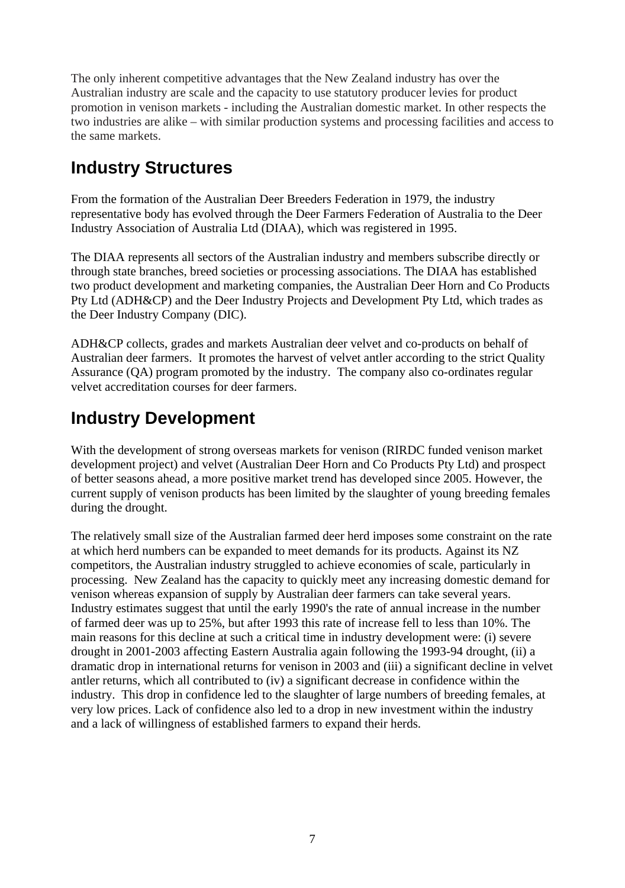The only inherent competitive advantages that the New Zealand industry has over the Australian industry are scale and the capacity to use statutory producer levies for product promotion in venison markets - including the Australian domestic market. In other respects the two industries are alike – with similar production systems and processing facilities and access to the same markets.

## Industry Structures

From the formation of the Australian Deer Breeders Federation in 1979, the industry representative body has evolved through the Deer Farmers Federation of Australia to the Deer Industry Association of Australia Ltd (DIAA), which was registered in 1995.

The DIAA represents all sectors of the Australian industry and members subscribe directly or through state branches, breed societies or processing associations. The DIAA has established two product development and marketing companies, the Australian Deer Horn and Co Products Pty Ltd (ADH&CP) and the Deer Industry Projects and Development Pty Ltd, which trades as the Deer Industry Company (DIC).

ADH&CP collects, grades and markets Australian deer velvet and co-products on behalf of Australian deer farmers. It promotes the harvest of velvet antler according to the strict Quality Assurance (QA) program promoted by the industry. The company also co-ordinates regular velvet accreditation courses for deer farmers.

## Industry Development

With the development of strong overseas markets for venison (RIRDC funded venison market development project) and velvet (Australian Deer Horn and Co Products Pty Ltd) and prospect of better seasons ahead, a more positive market trend has developed since 2005. However, the current supply of venison products has been limited by the slaughter of young breeding females during the drought.

The relatively small size of the Australian farmed deer herd imposes some constraint on the rate at which herd numbers can be expanded to meet demands for its products. Against its NZ competitors, the Australian industry struggled to achieve economies of scale, particularly in processing. New Zealand has the capacity to quickly meet any increasing domestic demand for venison whereas expansion of supply by Australian deer farmers can take several years. Industry estimates suggest that until the early 1990's the rate of annual increase in the number of farmed deer was up to 25%, but after 1993 this rate of increase fell to less than 10%. The main reasons for this decline at such a critical time in industry development were: (i) severe drought in 2001-2003 affecting Eastern Australia again following the 1993-94 drought, (ii) a dramatic drop in international returns for venison in 2003 and (iii) a significant decline in velvet antler returns, which all contributed to (iv) a significant decrease in confidence within the industry. This drop in confidence led to the slaughter of large numbers of breeding females, at very low prices. Lack of confidence also led to a drop in new investment within the industry and a lack of willingness of established farmers to expand their herds.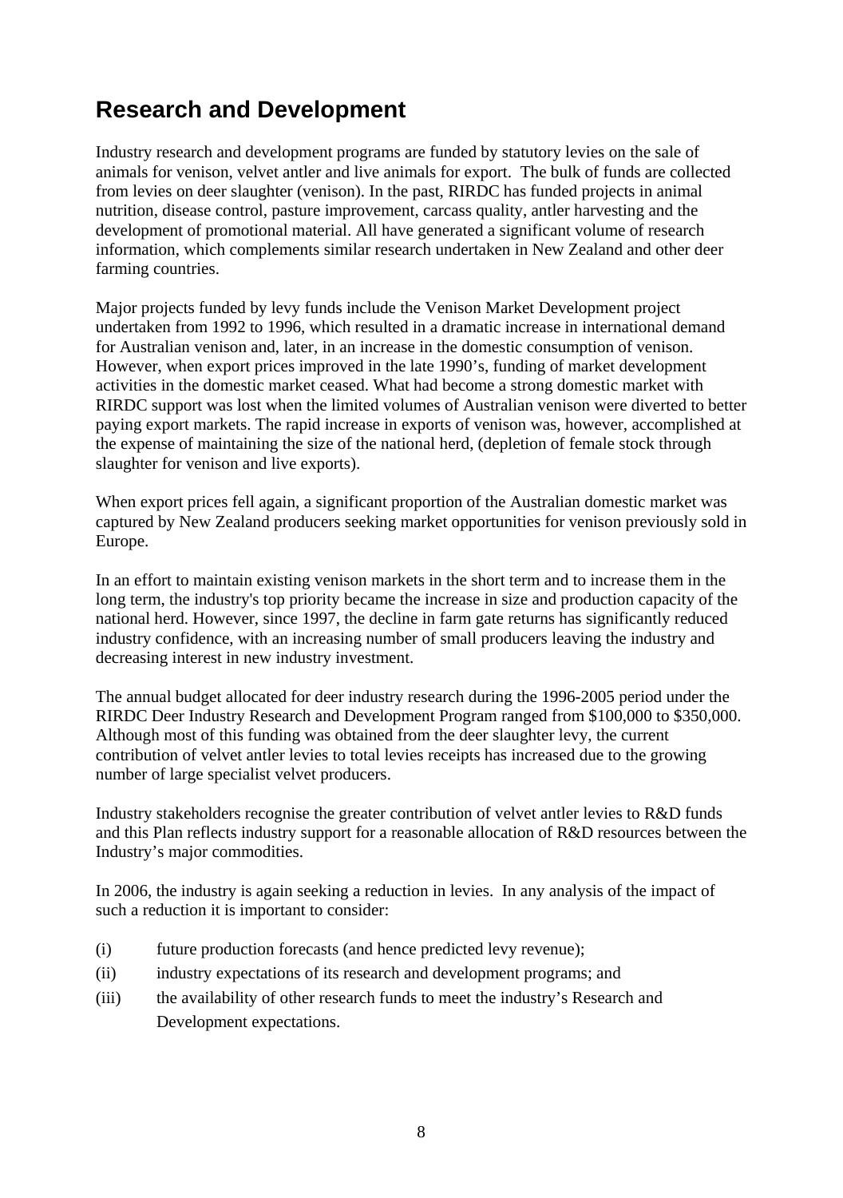## Research and Development

Industry research and development programs are funded by statutory levies on the sale of animals for venison, velvet antler and live animals for export. The bulk of funds are collected from levies on deer slaughter (venison). In the past, RIRDC has funded projects in animal nutrition, disease control, pasture improvement, carcass quality, antler harvesting and the development of promotional material. All have generated a significant volume of research information, which complements similar research undertaken in New Zealand and other deer farming countries.

Major projects funded by levy funds include the Venison Market Development project undertaken from 1992 to 1996, which resulted in a dramatic increase in international demand for Australian venison and, later, in an increase in the domestic consumption of venison. However, when export prices improved in the late 1990's, funding of market development activities in the domestic market ceased. What had become a strong domestic market with RIRDC support was lost when the limited volumes of Australian venison were diverted to better paying export markets. The rapid increase in exports of venison was, however, accomplished at the expense of maintaining the size of the national herd, (depletion of female stock through slaughter for venison and live exports).

When export prices fell again, a significant proportion of the Australian domestic market was captured by New Zealand producers seeking market opportunities for venison previously sold in Europe.

In an effort to maintain existing venison markets in the short term and to increase them in the long term, the industry's top priority became the increase in size and production capacity of the national herd. However, since 1997, the decline in farm gate returns has significantly reduced industry confidence, with an increasing number of small producers leaving the industry and decreasing interest in new industry investment.

The annual budget allocated for deer industry research during the 1996-2005 period under the RIRDC Deer Industry Research and Development Program ranged from $100,000 to $350,000. Although most of this funding was obtained from the deer slaughter levy, the current contribution of velvet antler levies to total levies receipts has increased due to the growing number of large specialist velvet producers.

Industry stakeholders recognise the greater contribution of velvet antler levies to R&D funds and this Plan reflects industry support for a reasonable allocation of R&D resources between the Industry's major commodities.

In 2006, the industry is again seeking a reduction in levies. In any analysis of the impact of such a reduction it is important to consider:

(i) future production forecasts (and hence predicted levy revenue);

(ii) industry expectations of its research and development programs; and

(iii) the availability of other research funds to meet the industry's Research and Development expectations.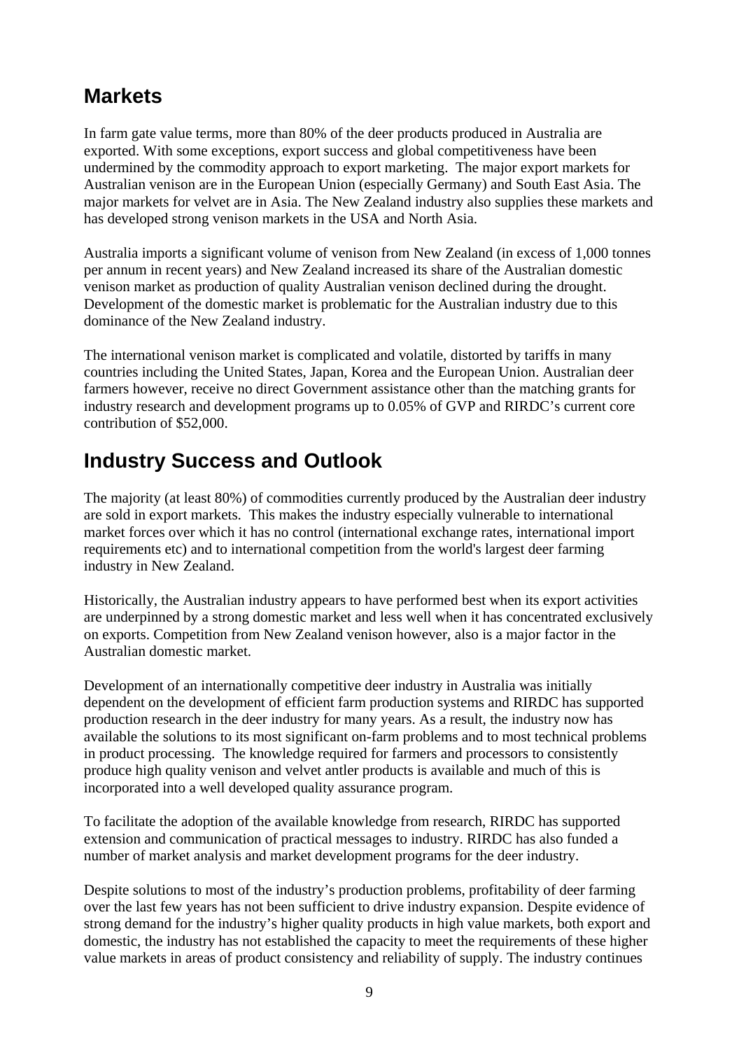## Markets

In farm gate value terms, more than 80% of the deer products produced in Australia are exported. With some exceptions, export success and global competitiveness have been undermined by the commodity approach to export marketing. The major export markets for Australian venison are in the European Union (especially Germany) and South East Asia. The major markets for velvet are in Asia. The New Zealand industry also supplies these markets and has developed strong venison markets in the USA and North Asia.

Australia imports a significant volume of venison from New Zealand (in excess of 1,000 tonnes per annum in recent years) and New Zealand increased its share of the Australian domestic venison market as production of quality Australian venison declined during the drought. Development of the domestic market is problematic for the Australian industry due to this dominance of the New Zealand industry.

The international venison market is complicated and volatile, distorted by tariffs in many countries including the United States, Japan, Korea and the European Union. Australian deer farmers however, receive no direct Government assistance other than the matching grants for industry research and development programs up to 0.05% of GVP and RIRDC's current core contribution of $52,000.

## Industry Success and Outlook

The majority (at least 80%) of commodities currently produced by the Australian deer industry are sold in export markets. This makes the industry especially vulnerable to international market forces over which it has no control (international exchange rates, international import requirements etc) and to international competition from the world's largest deer farming industry in New Zealand.

Historically, the Australian industry appears to have performed best when its export activities are underpinned by a strong domestic market and less well when it has concentrated exclusively on exports. Competition from New Zealand venison however, also is a major factor in the Australian domestic market.

Development of an internationally competitive deer industry in Australia was initially dependent on the development of efficient farm production systems and RIRDC has supported production research in the deer industry for many years. As a result, the industry now has available the solutions to its most significant on-farm problems and to most technical problems in product processing. The knowledge required for farmers and processors to consistently produce high quality venison and velvet antler products is available and much of this is incorporated into a well developed quality assurance program.

To facilitate the adoption of the available knowledge from research, RIRDC has supported extension and communication of practical messages to industry. RIRDC has also funded a number of market analysis and market development programs for the deer industry.

Despite solutions to most of the industry's production problems, profitability of deer farming over the last few years has not been sufficient to drive industry expansion. Despite evidence of strong demand for the industry's higher quality products in high value markets, both export and domestic, the industry has not established the capacity to meet the requirements of these higher value markets in areas of product consistency and reliability of supply. The industry continues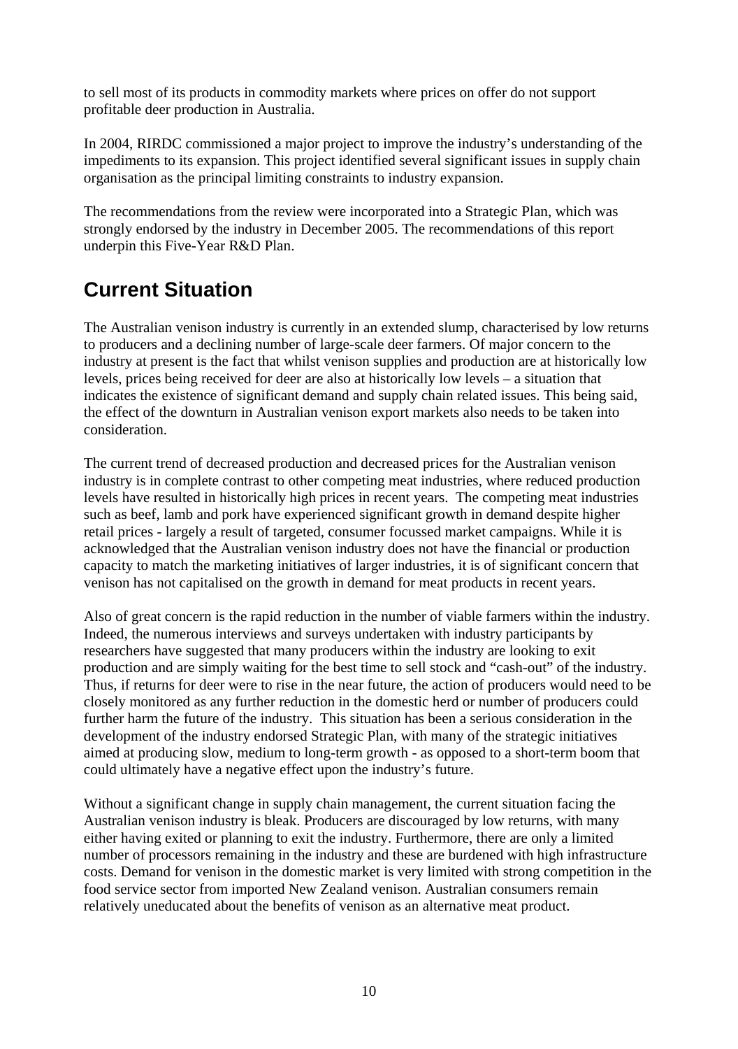to sell most of its products in commodity markets where prices on offer do not support profitable deer production in Australia.

In 2004, RIRDC commissioned a major project to improve the industry's understanding of the impediments to its expansion. This project identified several significant issues in supply chain organisation as the principal limiting constraints to industry expansion.

The recommendations from the review were incorporated into a Strategic Plan, which was strongly endorsed by the industry in December 2005. The recommendations of this report underpin this Five-Year R&D Plan.

## Current Situation

The Australian venison industry is currently in an extended slump, characterised by low returns to producers and a declining number of large-scale deer farmers. Of major concern to the industry at present is the fact that whilst venison supplies and production are at historically low levels, prices being received for deer are also at historically low levels – a situation that indicates the existence of significant demand and supply chain related issues. This being said, the effect of the downturn in Australian venison export markets also needs to be taken into consideration.

The current trend of decreased production and decreased prices for the Australian venison industry is in complete contrast to other competing meat industries, where reduced production levels have resulted in historically high prices in recent years. The competing meat industries such as beef, lamb and pork have experienced significant growth in demand despite higher retail prices - largely a result of targeted, consumer focussed market campaigns. While it is acknowledged that the Australian venison industry does not have the financial or production capacity to match the marketing initiatives of larger industries, it is of significant concern that venison has not capitalised on the growth in demand for meat products in recent years.

Also of great concern is the rapid reduction in the number of viable farmers within the industry. Indeed, the numerous interviews and surveys undertaken with industry participants by researchers have suggested that many producers within the industry are looking to exit production and are simply waiting for the best time to sell stock and "cash-out" of the industry. Thus, if returns for deer were to rise in the near future, the action of producers would need to be closely monitored as any further reduction in the domestic herd or number of producers could further harm the future of the industry. This situation has been a serious consideration in the development of the industry endorsed Strategic Plan, with many of the strategic initiatives aimed at producing slow, medium to long-term growth - as opposed to a short-term boom that could ultimately have a negative effect upon the industry's future.

Without a significant change in supply chain management, the current situation facing the Australian venison industry is bleak. Producers are discouraged by low returns, with many either having exited or planning to exit the industry. Furthermore, there are only a limited number of processors remaining in the industry and these are burdened with high infrastructure costs. Demand for venison in the domestic market is very limited with strong competition in the food service sector from imported New Zealand venison. Australian consumers remain relatively uneducated about the benefits of venison as an alternative meat product.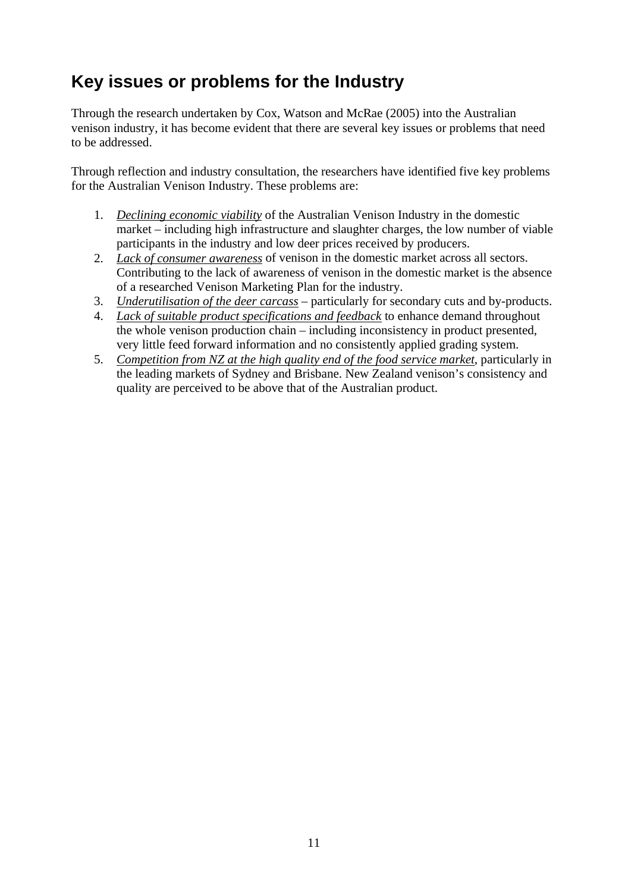## Key issues or problems for the Industry

Through the research undertaken by Cox, Watson and McRae (2005) into the Australian venison industry, it has become evident that there are several key issues or problems that need to be addressed.

Through reflection and industry consultation, the researchers have identified five key problems for the Australian Venison Industry. These problems are:

1. *Declining economic viability* of the Australian Venison Industry in the domestic market – including high infrastructure and slaughter charges, the low number of viable participants in the industry and low deer prices received by producers.
2. *Lack of consumer awareness* of venison in the domestic market across all sectors. Contributing to the lack of awareness of venison in the domestic market is the absence of a researched Venison Marketing Plan for the industry.
3. *Underutilisation of the deer carcass* – particularly for secondary cuts and by-products.
4. *Lack of suitable product specifications and feedback* to enhance demand throughout the whole venison production chain – including inconsistency in product presented, very little feed forward information and no consistently applied grading system.
5. *Competition from NZ at the high quality end of the food service market*, particularly in the leading markets of Sydney and Brisbane. New Zealand venison's consistency and quality are perceived to be above that of the Australian product.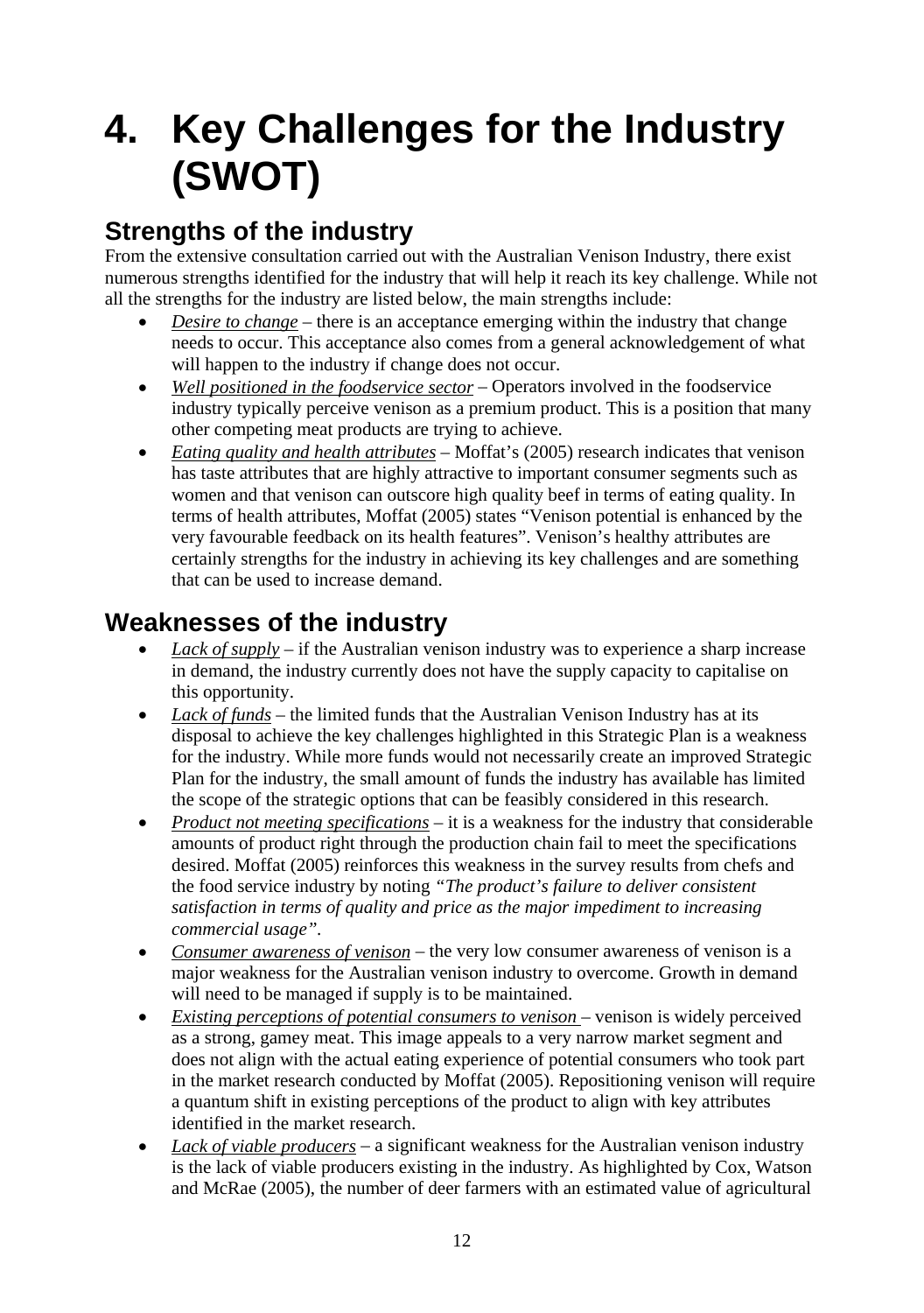# 4. Key Challenges for the Industry (SWOT)

## Strengths of the industry

From the extensive consultation carried out with the Australian Venison Industry, there exist numerous strengths identified for the industry that will help it reach its key challenge. While not all the strengths for the industry are listed below, the main strengths include:

- *Desire to change* – there is an acceptance emerging within the industry that change needs to occur. This acceptance also comes from a general acknowledgement of what will happen to the industry if change does not occur.
- *Well positioned in the foodservice sector* – Operators involved in the foodservice industry typically perceive venison as a premium product. This is a position that many other competing meat products are trying to achieve.
- *Eating quality and health attributes* – Moffat's (2005) research indicates that venison has taste attributes that are highly attractive to important consumer segments such as women and that venison can outscore high quality beef in terms of eating quality. In terms of health attributes, Moffat (2005) states "Venison potential is enhanced by the very favourable feedback on its health features". Venison's healthy attributes are certainly strengths for the industry in achieving its key challenges and are something that can be used to increase demand.

## Weaknesses of the industry

- *Lack of supply* – if the Australian venison industry was to experience a sharp increase in demand, the industry currently does not have the supply capacity to capitalise on this opportunity.
- *Lack of funds* – the limited funds that the Australian Venison Industry has at its disposal to achieve the key challenges highlighted in this Strategic Plan is a weakness for the industry. While more funds would not necessarily create an improved Strategic Plan for the industry, the small amount of funds the industry has available has limited the scope of the strategic options that can be feasibly considered in this research.
- *Product not meeting specifications* – it is a weakness for the industry that considerable amounts of product right through the production chain fail to meet the specifications desired. Moffat (2005) reinforces this weakness in the survey results from chefs and the food service industry by noting *"The product's failure to deliver consistent satisfaction in terms of quality and price as the major impediment to increasing commercial usage"*.
- *Consumer awareness of venison* – the very low consumer awareness of venison is a major weakness for the Australian venison industry to overcome. Growth in demand will need to be managed if supply is to be maintained.
- *Existing perceptions of potential consumers to venison* – venison is widely perceived as a strong, gamey meat. This image appeals to a very narrow market segment and does not align with the actual eating experience of potential consumers who took part in the market research conducted by Moffat (2005). Repositioning venison will require a quantum shift in existing perceptions of the product to align with key attributes identified in the market research.
- *Lack of viable producers* – a significant weakness for the Australian venison industry is the lack of viable producers existing in the industry. As highlighted by Cox, Watson and McRae (2005), the number of deer farmers with an estimated value of agricultural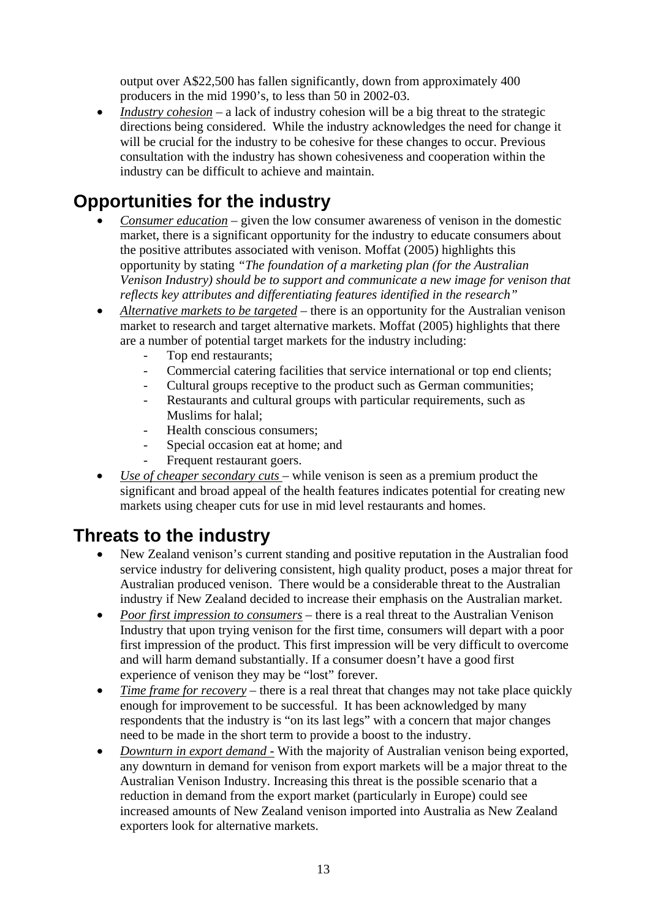output over A$22,500 has fallen significantly, down from approximately 400 producers in the mid 1990's, to less than 50 in 2002-03.

- *Industry cohesion* – a lack of industry cohesion will be a big threat to the strategic directions being considered. While the industry acknowledges the need for change it will be crucial for the industry to be cohesive for these changes to occur. Previous consultation with the industry has shown cohesiveness and cooperation within the industry can be difficult to achieve and maintain.

## Opportunities for the industry

- *Consumer education* – given the low consumer awareness of venison in the domestic market, there is a significant opportunity for the industry to educate consumers about the positive attributes associated with venison. Moffat (2005) highlights this opportunity by stating *"The foundation of a marketing plan (for the Australian Venison Industry) should be to support and communicate a new image for venison that reflects key attributes and differentiating features identified in the research"*
- *Alternative markets to be targeted* – there is an opportunity for the Australian venison market to research and target alternative markets. Moffat (2005) highlights that there are a number of potential target markets for the industry including:
  - Top end restaurants;
  - Commercial catering facilities that service international or top end clients;
  - Cultural groups receptive to the product such as German communities;
  - Restaurants and cultural groups with particular requirements, such as Muslims for halal;
  - Health conscious consumers;
  - Special occasion eat at home; and
  - Frequent restaurant goers.
- *Use of cheaper secondary cuts* – while venison is seen as a premium product the significant and broad appeal of the health features indicates potential for creating new markets using cheaper cuts for use in mid level restaurants and homes.

## Threats to the industry

- New Zealand venison's current standing and positive reputation in the Australian food service industry for delivering consistent, high quality product, poses a major threat for Australian produced venison. There would be a considerable threat to the Australian industry if New Zealand decided to increase their emphasis on the Australian market.
- *Poor first impression to consumers* – there is a real threat to the Australian Venison Industry that upon trying venison for the first time, consumers will depart with a poor first impression of the product. This first impression will be very difficult to overcome and will harm demand substantially. If a consumer doesn't have a good first experience of venison they may be "lost" forever.
- *Time frame for recovery* – there is a real threat that changes may not take place quickly enough for improvement to be successful. It has been acknowledged by many respondents that the industry is "on its last legs" with a concern that major changes need to be made in the short term to provide a boost to the industry.
- *Downturn in export demand* - With the majority of Australian venison being exported, any downturn in demand for venison from export markets will be a major threat to the Australian Venison Industry. Increasing this threat is the possible scenario that a reduction in demand from the export market (particularly in Europe) could see increased amounts of New Zealand venison imported into Australia as New Zealand exporters look for alternative markets.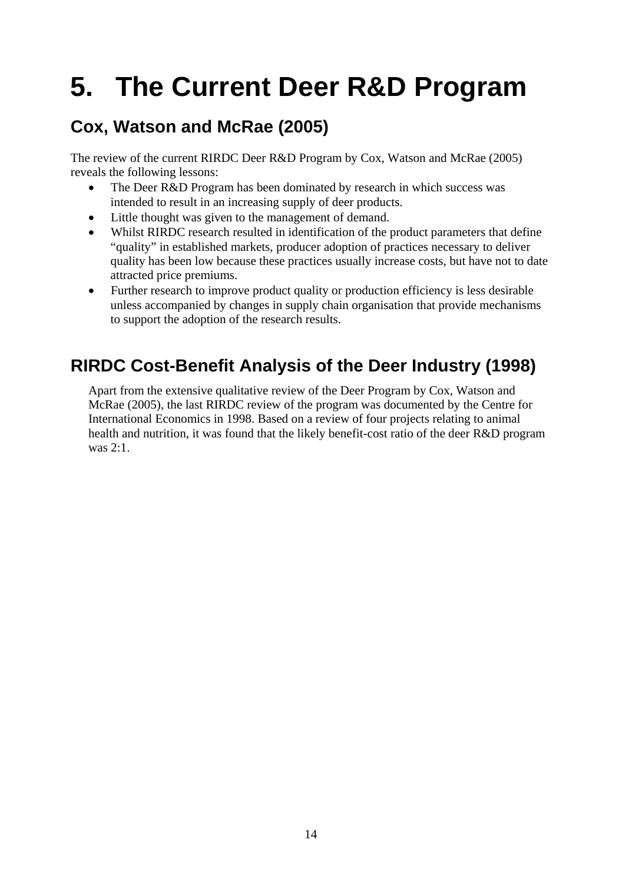# 5. The Current Deer R&D Program

## Cox, Watson and McRae (2005)

The review of the current RIRDC Deer R&D Program by Cox, Watson and McRae (2005) reveals the following lessons:

- The Deer R&D Program has been dominated by research in which success was intended to result in an increasing supply of deer products.
- Little thought was given to the management of demand.
- Whilst RIRDC research resulted in identification of the product parameters that define "quality" in established markets, producer adoption of practices necessary to deliver quality has been low because these practices usually increase costs, but have not to date attracted price premiums.
- Further research to improve product quality or production efficiency is less desirable unless accompanied by changes in supply chain organisation that provide mechanisms to support the adoption of the research results.

## RIRDC Cost-Benefit Analysis of the Deer Industry (1998)

Apart from the extensive qualitative review of the Deer Program by Cox, Watson and McRae (2005), the last RIRDC review of the program was documented by the Centre for International Economics in 1998. Based on a review of four projects relating to animal health and nutrition, it was found that the likely benefit-cost ratio of the deer R&D program was 2:1.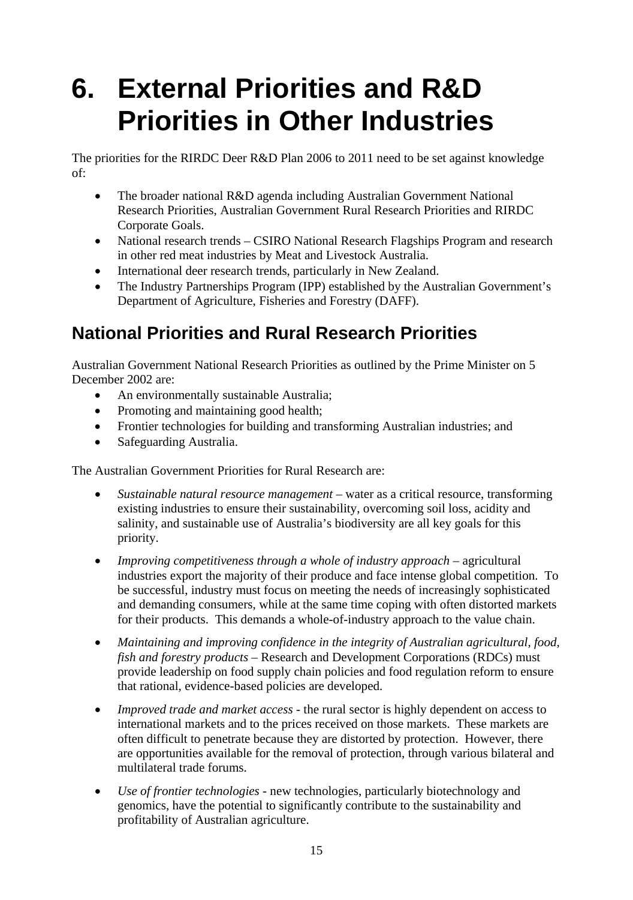# 6. External Priorities and R&D Priorities in Other Industries

The priorities for the RIRDC Deer R&D Plan 2006 to 2011 need to be set against knowledge of:

- The broader national R&D agenda including Australian Government National Research Priorities, Australian Government Rural Research Priorities and RIRDC Corporate Goals.
- National research trends – CSIRO National Research Flagships Program and research in other red meat industries by Meat and Livestock Australia.
- International deer research trends, particularly in New Zealand.
- The Industry Partnerships Program (IPP) established by the Australian Government's Department of Agriculture, Fisheries and Forestry (DAFF).

## National Priorities and Rural Research Priorities

Australian Government National Research Priorities as outlined by the Prime Minister on 5 December 2002 are:

- An environmentally sustainable Australia;
- Promoting and maintaining good health;
- Frontier technologies for building and transforming Australian industries; and
- Safeguarding Australia.

The Australian Government Priorities for Rural Research are:

- *Sustainable natural resource management* – water as a critical resource, transforming existing industries to ensure their sustainability, overcoming soil loss, acidity and salinity, and sustainable use of Australia's biodiversity are all key goals for this priority.
- *Improving competitiveness through a whole of industry approach* – agricultural industries export the majority of their produce and face intense global competition. To be successful, industry must focus on meeting the needs of increasingly sophisticated and demanding consumers, while at the same time coping with often distorted markets for their products. This demands a whole-of-industry approach to the value chain.
- *Maintaining and improving confidence in the integrity of Australian agricultural, food, fish and forestry products* – Research and Development Corporations (RDCs) must provide leadership on food supply chain policies and food regulation reform to ensure that rational, evidence-based policies are developed.
- *Improved trade and market access* - the rural sector is highly dependent on access to international markets and to the prices received on those markets. These markets are often difficult to penetrate because they are distorted by protection. However, there are opportunities available for the removal of protection, through various bilateral and multilateral trade forums.
- *Use of frontier technologies* - new technologies, particularly biotechnology and genomics, have the potential to significantly contribute to the sustainability and profitability of Australian agriculture.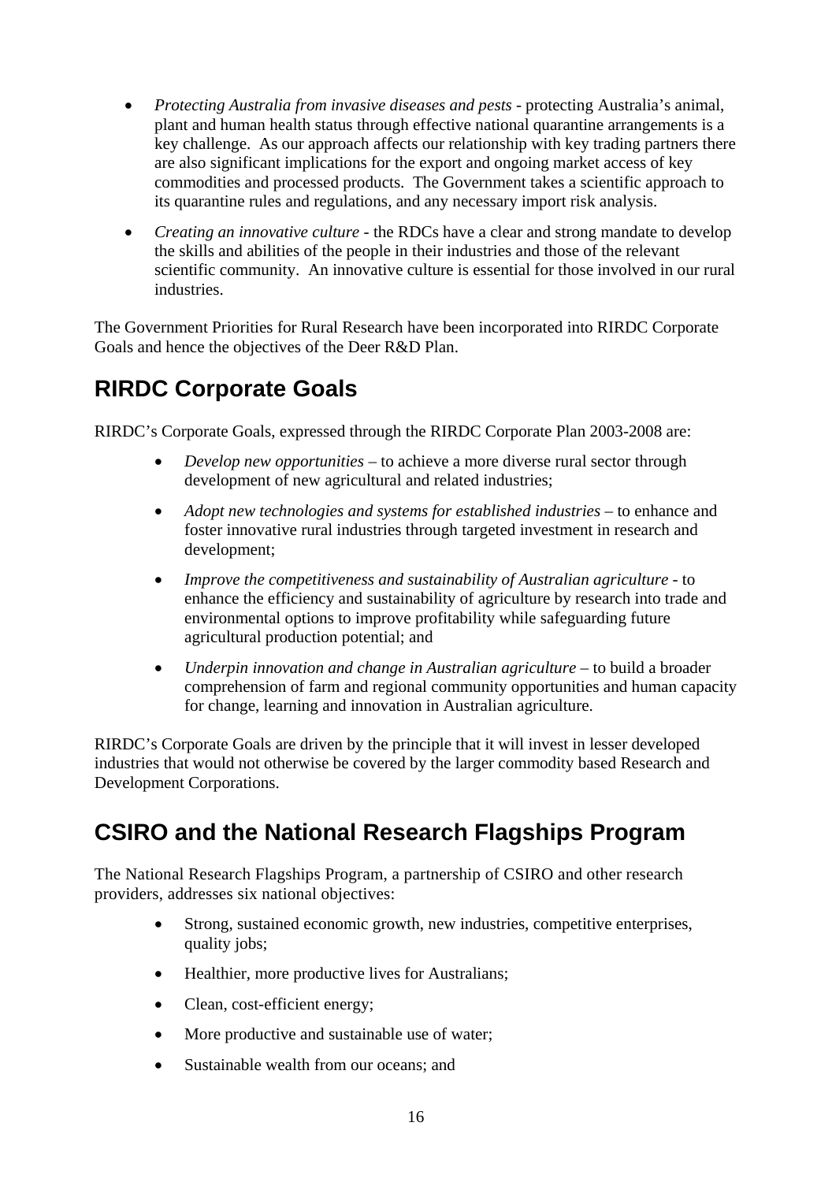- *Protecting Australia from invasive diseases and pests* - protecting Australia's animal, plant and human health status through effective national quarantine arrangements is a key challenge. As our approach affects our relationship with key trading partners there are also significant implications for the export and ongoing market access of key commodities and processed products. The Government takes a scientific approach to its quarantine rules and regulations, and any necessary import risk analysis.
- *Creating an innovative culture* - the RDCs have a clear and strong mandate to develop the skills and abilities of the people in their industries and those of the relevant scientific community. An innovative culture is essential for those involved in our rural industries.

The Government Priorities for Rural Research have been incorporated into RIRDC Corporate Goals and hence the objectives of the Deer R&D Plan.

## RIRDC Corporate Goals

RIRDC's Corporate Goals, expressed through the RIRDC Corporate Plan 2003-2008 are:

- *Develop new opportunities* – to achieve a more diverse rural sector through development of new agricultural and related industries;
- *Adopt new technologies and systems for established industries* – to enhance and foster innovative rural industries through targeted investment in research and development;
- *Improve the competitiveness and sustainability of Australian agriculture* - to enhance the efficiency and sustainability of agriculture by research into trade and environmental options to improve profitability while safeguarding future agricultural production potential; and
- *Underpin innovation and change in Australian agriculture* – to build a broader comprehension of farm and regional community opportunities and human capacity for change, learning and innovation in Australian agriculture.

RIRDC's Corporate Goals are driven by the principle that it will invest in lesser developed industries that would not otherwise be covered by the larger commodity based Research and Development Corporations.

## CSIRO and the National Research Flagships Program

The National Research Flagships Program, a partnership of CSIRO and other research providers, addresses six national objectives:

- Strong, sustained economic growth, new industries, competitive enterprises, quality jobs;
- Healthier, more productive lives for Australians;
- Clean, cost-efficient energy;
- More productive and sustainable use of water;
- Sustainable wealth from our oceans; and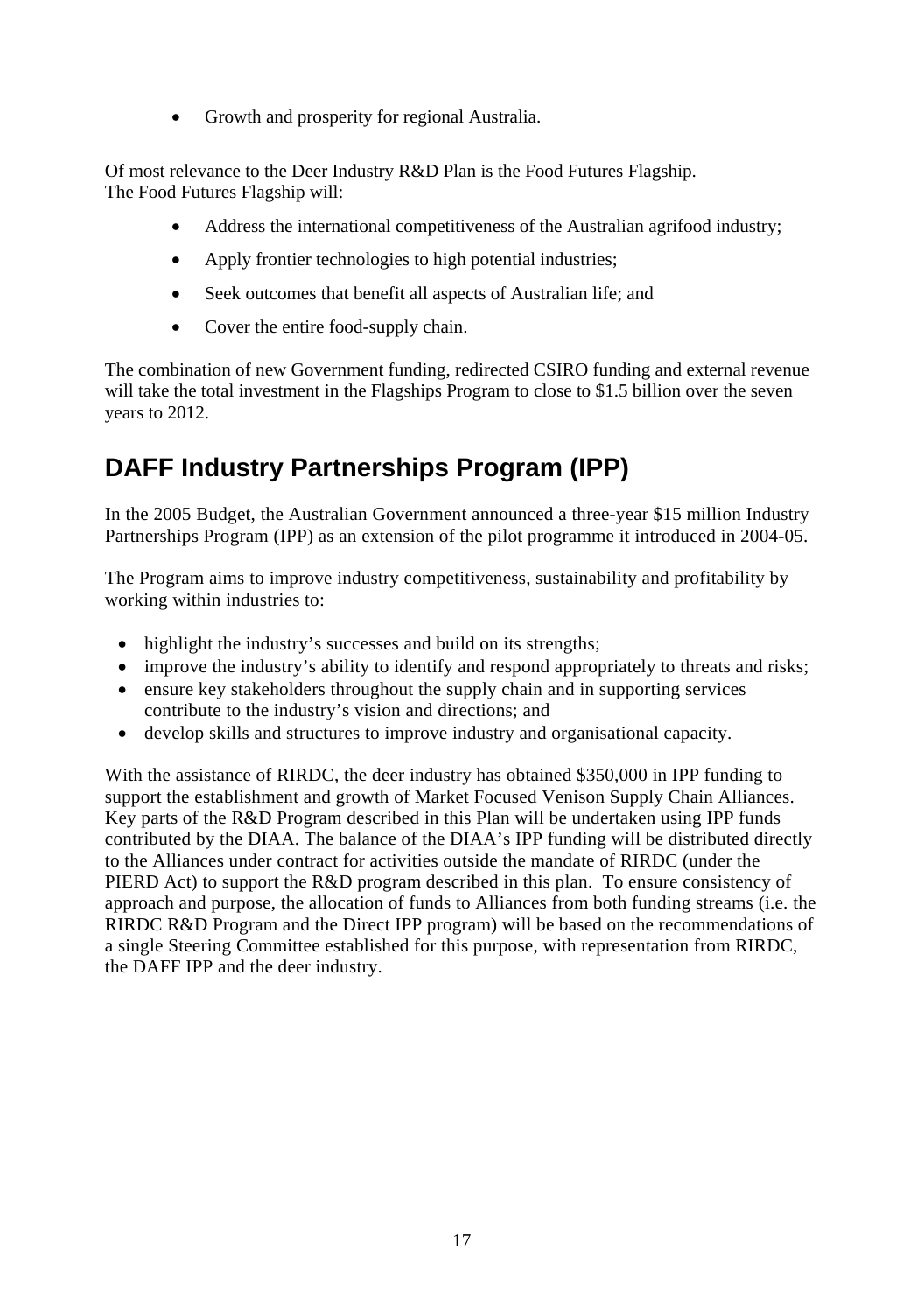- Growth and prosperity for regional Australia.

Of most relevance to the Deer Industry R&D Plan is the Food Futures Flagship.
The Food Futures Flagship will:

- Address the international competitiveness of the Australian agrifood industry;
- Apply frontier technologies to high potential industries;
- Seek outcomes that benefit all aspects of Australian life; and
- Cover the entire food-supply chain.

The combination of new Government funding, redirected CSIRO funding and external revenue will take the total investment in the Flagships Program to close to $1.5 billion over the seven years to 2012.

## DAFF Industry Partnerships Program (IPP)

In the 2005 Budget, the Australian Government announced a three-year $15 million Industry Partnerships Program (IPP) as an extension of the pilot programme it introduced in 2004-05.

The Program aims to improve industry competitiveness, sustainability and profitability by working within industries to:

- highlight the industry's successes and build on its strengths;
- improve the industry's ability to identify and respond appropriately to threats and risks;
- ensure key stakeholders throughout the supply chain and in supporting services contribute to the industry's vision and directions; and
- develop skills and structures to improve industry and organisational capacity.

With the assistance of RIRDC, the deer industry has obtained $350,000 in IPP funding to support the establishment and growth of Market Focused Venison Supply Chain Alliances. Key parts of the R&D Program described in this Plan will be undertaken using IPP funds contributed by the DIAA. The balance of the DIAA's IPP funding will be distributed directly to the Alliances under contract for activities outside the mandate of RIRDC (under the PIERD Act) to support the R&D program described in this plan. To ensure consistency of approach and purpose, the allocation of funds to Alliances from both funding streams (i.e. the RIRDC R&D Program and the Direct IPP program) will be based on the recommendations of a single Steering Committee established for this purpose, with representation from RIRDC, the DAFF IPP and the deer industry.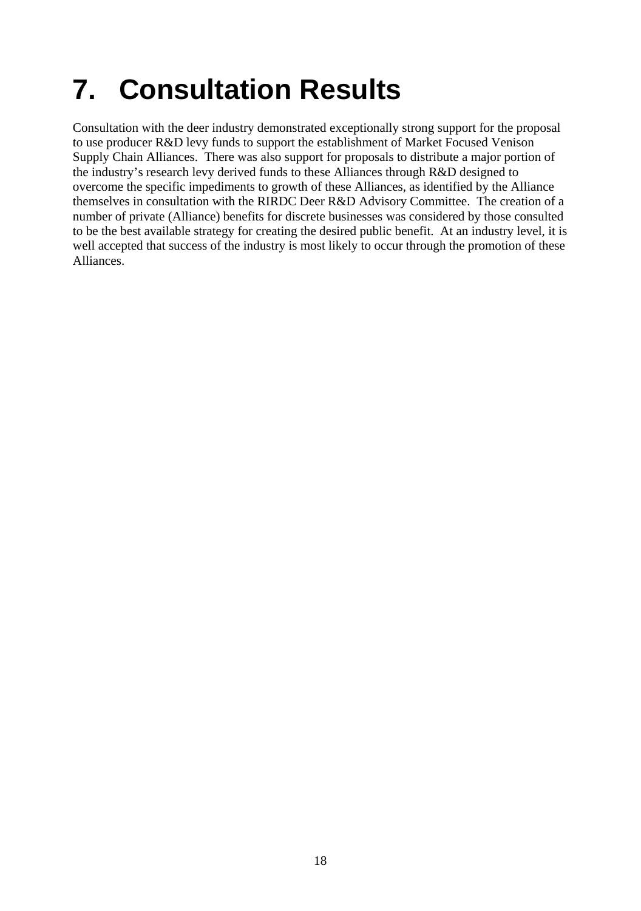# 7. Consultation Results

Consultation with the deer industry demonstrated exceptionally strong support for the proposal to use producer R&D levy funds to support the establishment of Market Focused Venison Supply Chain Alliances. There was also support for proposals to distribute a major portion of the industry's research levy derived funds to these Alliances through R&D designed to overcome the specific impediments to growth of these Alliances, as identified by the Alliance themselves in consultation with the RIRDC Deer R&D Advisory Committee. The creation of a number of private (Alliance) benefits for discrete businesses was considered by those consulted to be the best available strategy for creating the desired public benefit. At an industry level, it is well accepted that success of the industry is most likely to occur through the promotion of these Alliances.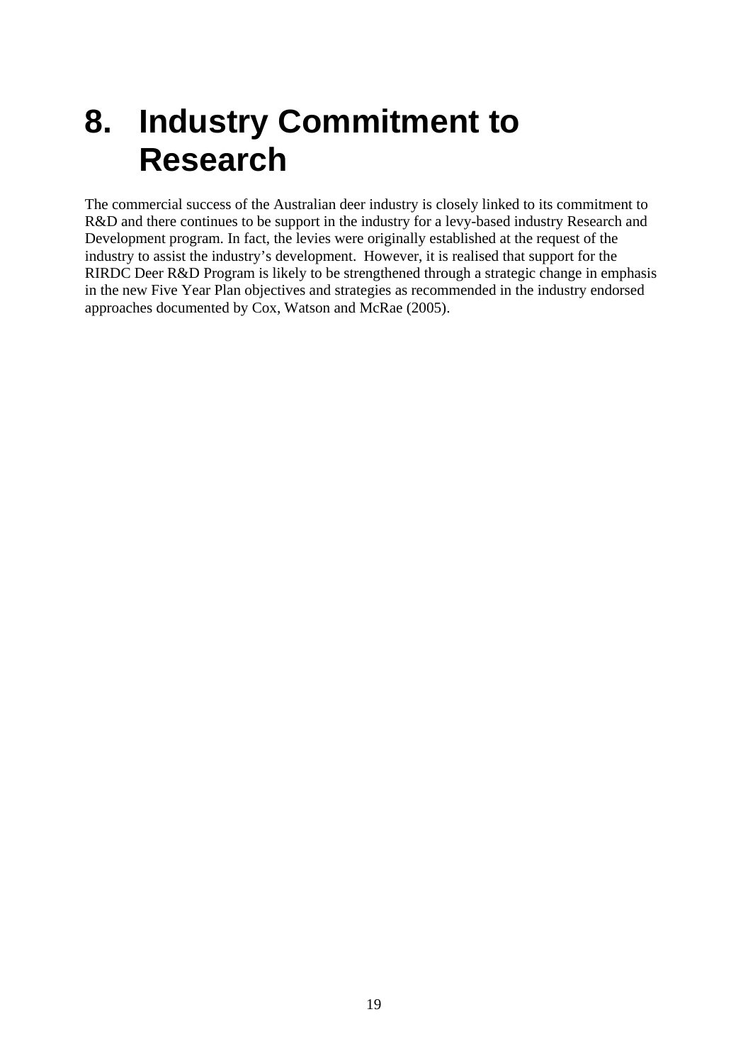# 8. Industry Commitment to Research

The commercial success of the Australian deer industry is closely linked to its commitment to R&D and there continues to be support in the industry for a levy-based industry Research and Development program. In fact, the levies were originally established at the request of the industry to assist the industry's development. However, it is realised that support for the RIRDC Deer R&D Program is likely to be strengthened through a strategic change in emphasis in the new Five Year Plan objectives and strategies as recommended in the industry endorsed approaches documented by Cox, Watson and McRae (2005).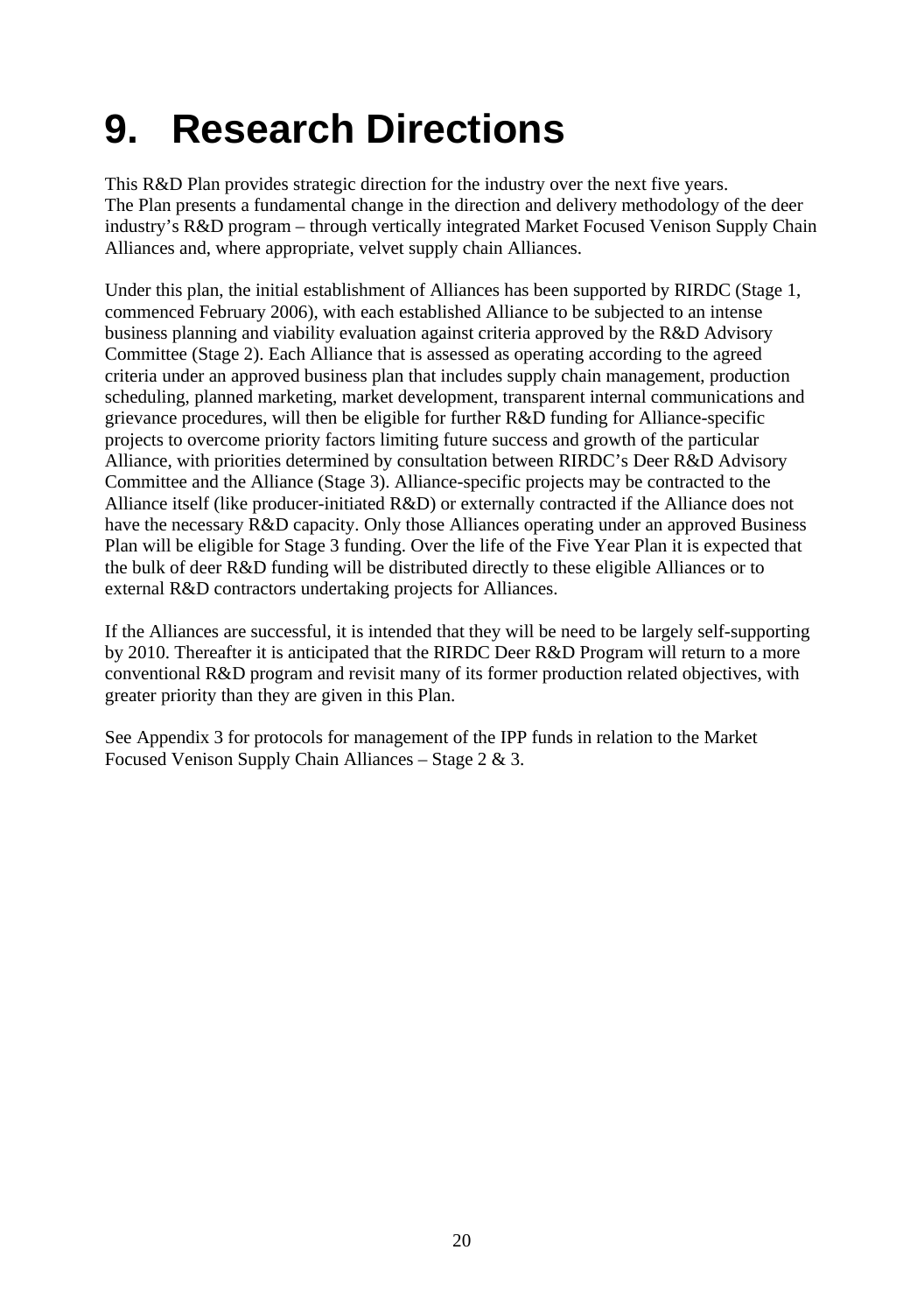# 9. Research Directions

This R&D Plan provides strategic direction for the industry over the next five years. The Plan presents a fundamental change in the direction and delivery methodology of the deer industry's R&D program – through vertically integrated Market Focused Venison Supply Chain Alliances and, where appropriate, velvet supply chain Alliances.

Under this plan, the initial establishment of Alliances has been supported by RIRDC (Stage 1, commenced February 2006), with each established Alliance to be subjected to an intense business planning and viability evaluation against criteria approved by the R&D Advisory Committee (Stage 2). Each Alliance that is assessed as operating according to the agreed criteria under an approved business plan that includes supply chain management, production scheduling, planned marketing, market development, transparent internal communications and grievance procedures, will then be eligible for further R&D funding for Alliance-specific projects to overcome priority factors limiting future success and growth of the particular Alliance, with priorities determined by consultation between RIRDC's Deer R&D Advisory Committee and the Alliance (Stage 3). Alliance-specific projects may be contracted to the Alliance itself (like producer-initiated R&D) or externally contracted if the Alliance does not have the necessary R&D capacity. Only those Alliances operating under an approved Business Plan will be eligible for Stage 3 funding. Over the life of the Five Year Plan it is expected that the bulk of deer R&D funding will be distributed directly to these eligible Alliances or to external R&D contractors undertaking projects for Alliances.

If the Alliances are successful, it is intended that they will be need to be largely self-supporting by 2010. Thereafter it is anticipated that the RIRDC Deer R&D Program will return to a more conventional R&D program and revisit many of its former production related objectives, with greater priority than they are given in this Plan.

See Appendix 3 for protocols for management of the IPP funds in relation to the Market Focused Venison Supply Chain Alliances – Stage 2 & 3.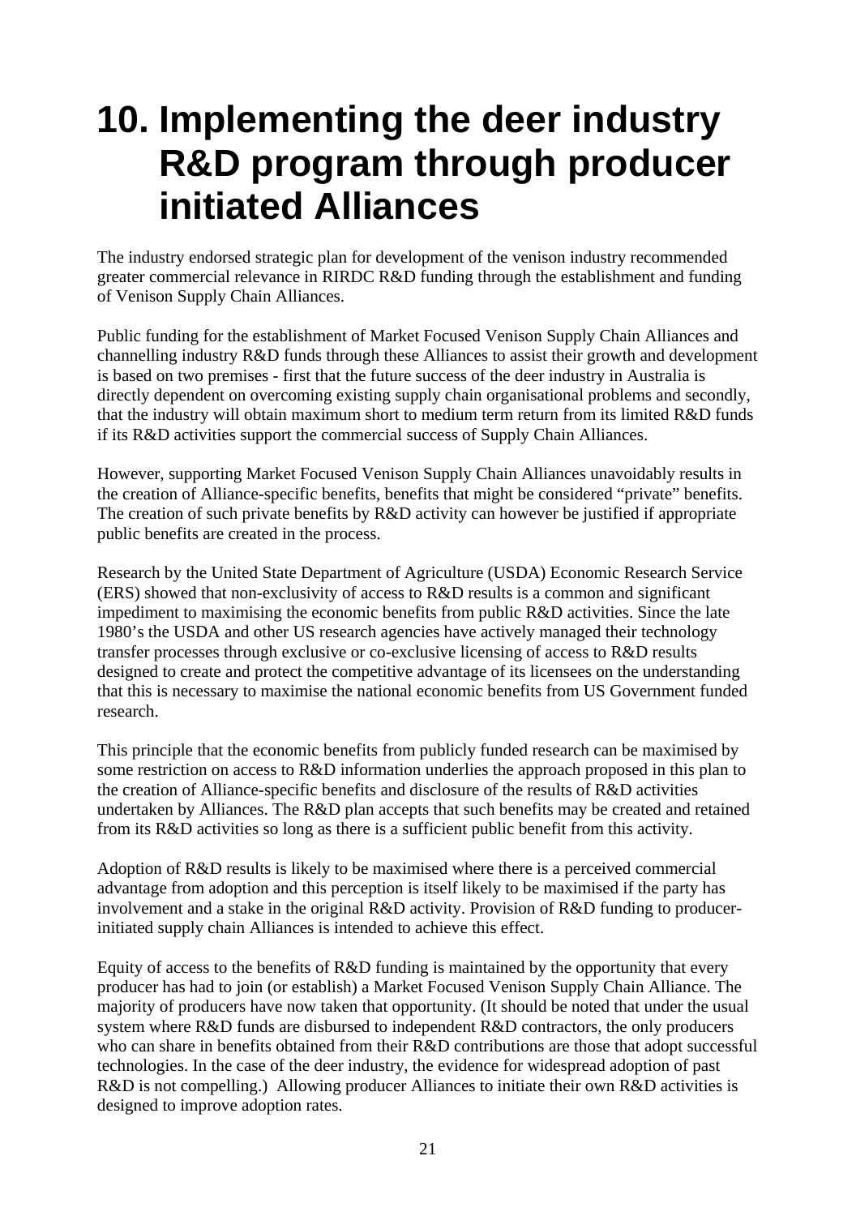# 10. Implementing the deer industry R&D program through producer initiated Alliances

The industry endorsed strategic plan for development of the venison industry recommended greater commercial relevance in RIRDC R&D funding through the establishment and funding of Venison Supply Chain Alliances.

Public funding for the establishment of Market Focused Venison Supply Chain Alliances and channelling industry R&D funds through these Alliances to assist their growth and development is based on two premises - first that the future success of the deer industry in Australia is directly dependent on overcoming existing supply chain organisational problems and secondly, that the industry will obtain maximum short to medium term return from its limited R&D funds if its R&D activities support the commercial success of Supply Chain Alliances.

However, supporting Market Focused Venison Supply Chain Alliances unavoidably results in the creation of Alliance-specific benefits, benefits that might be considered "private" benefits. The creation of such private benefits by R&D activity can however be justified if appropriate public benefits are created in the process.

Research by the United State Department of Agriculture (USDA) Economic Research Service (ERS) showed that non-exclusivity of access to R&D results is a common and significant impediment to maximising the economic benefits from public R&D activities. Since the late 1980's the USDA and other US research agencies have actively managed their technology transfer processes through exclusive or co-exclusive licensing of access to R&D results designed to create and protect the competitive advantage of its licensees on the understanding that this is necessary to maximise the national economic benefits from US Government funded research.

This principle that the economic benefits from publicly funded research can be maximised by some restriction on access to R&D information underlies the approach proposed in this plan to the creation of Alliance-specific benefits and disclosure of the results of R&D activities undertaken by Alliances. The R&D plan accepts that such benefits may be created and retained from its R&D activities so long as there is a sufficient public benefit from this activity.

Adoption of R&D results is likely to be maximised where there is a perceived commercial advantage from adoption and this perception is itself likely to be maximised if the party has involvement and a stake in the original R&D activity. Provision of R&D funding to producer-initiated supply chain Alliances is intended to achieve this effect.

Equity of access to the benefits of R&D funding is maintained by the opportunity that every producer has had to join (or establish) a Market Focused Venison Supply Chain Alliance. The majority of producers have now taken that opportunity. (It should be noted that under the usual system where R&D funds are disbursed to independent R&D contractors, the only producers who can share in benefits obtained from their R&D contributions are those that adopt successful technologies. In the case of the deer industry, the evidence for widespread adoption of past R&D is not compelling.) Allowing producer Alliances to initiate their own R&D activities is designed to improve adoption rates.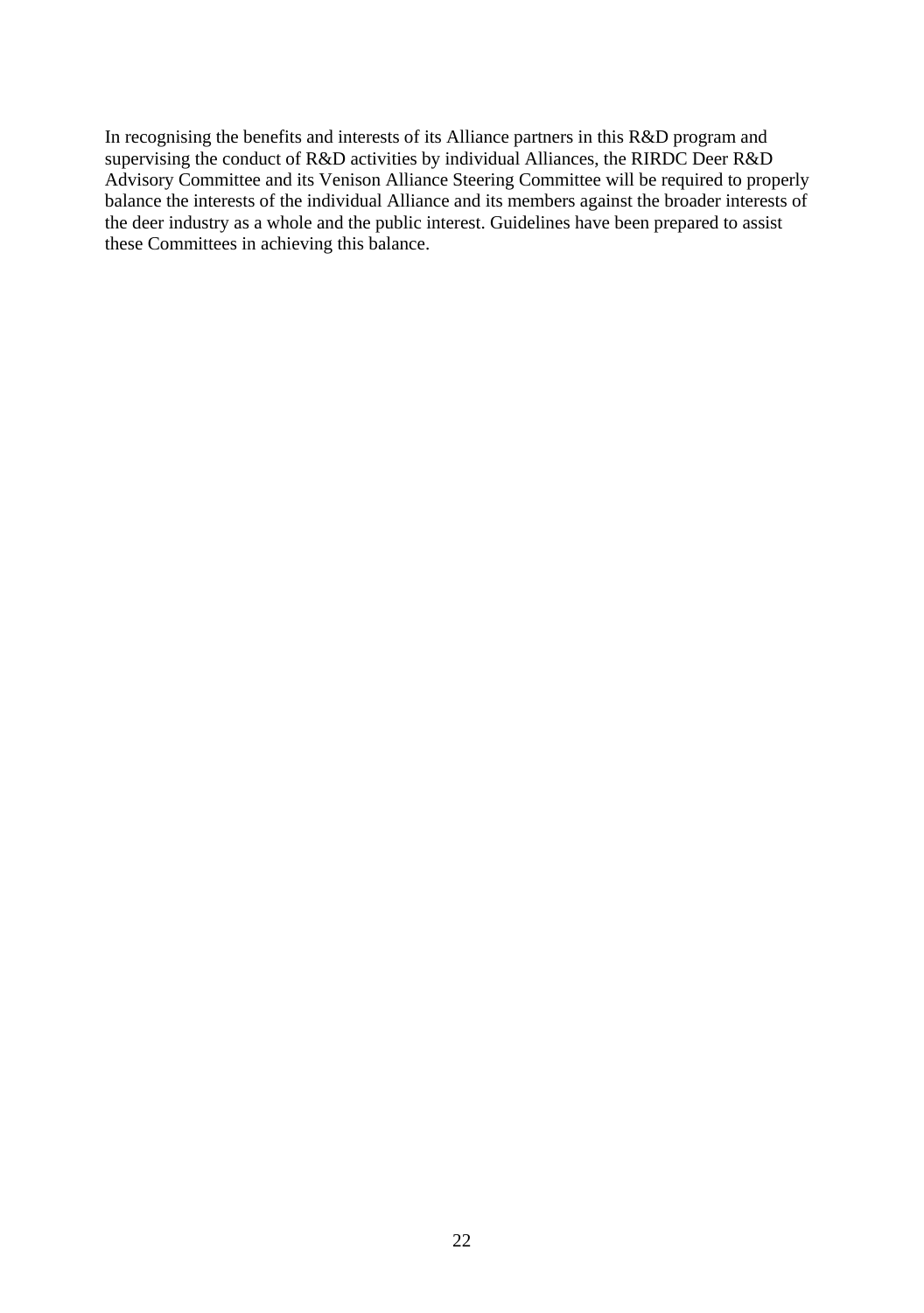In recognising the benefits and interests of its Alliance partners in this R&D program and supervising the conduct of R&D activities by individual Alliances, the RIRDC Deer R&D Advisory Committee and its Venison Alliance Steering Committee will be required to properly balance the interests of the individual Alliance and its members against the broader interests of the deer industry as a whole and the public interest. Guidelines have been prepared to assist these Committees in achieving this balance.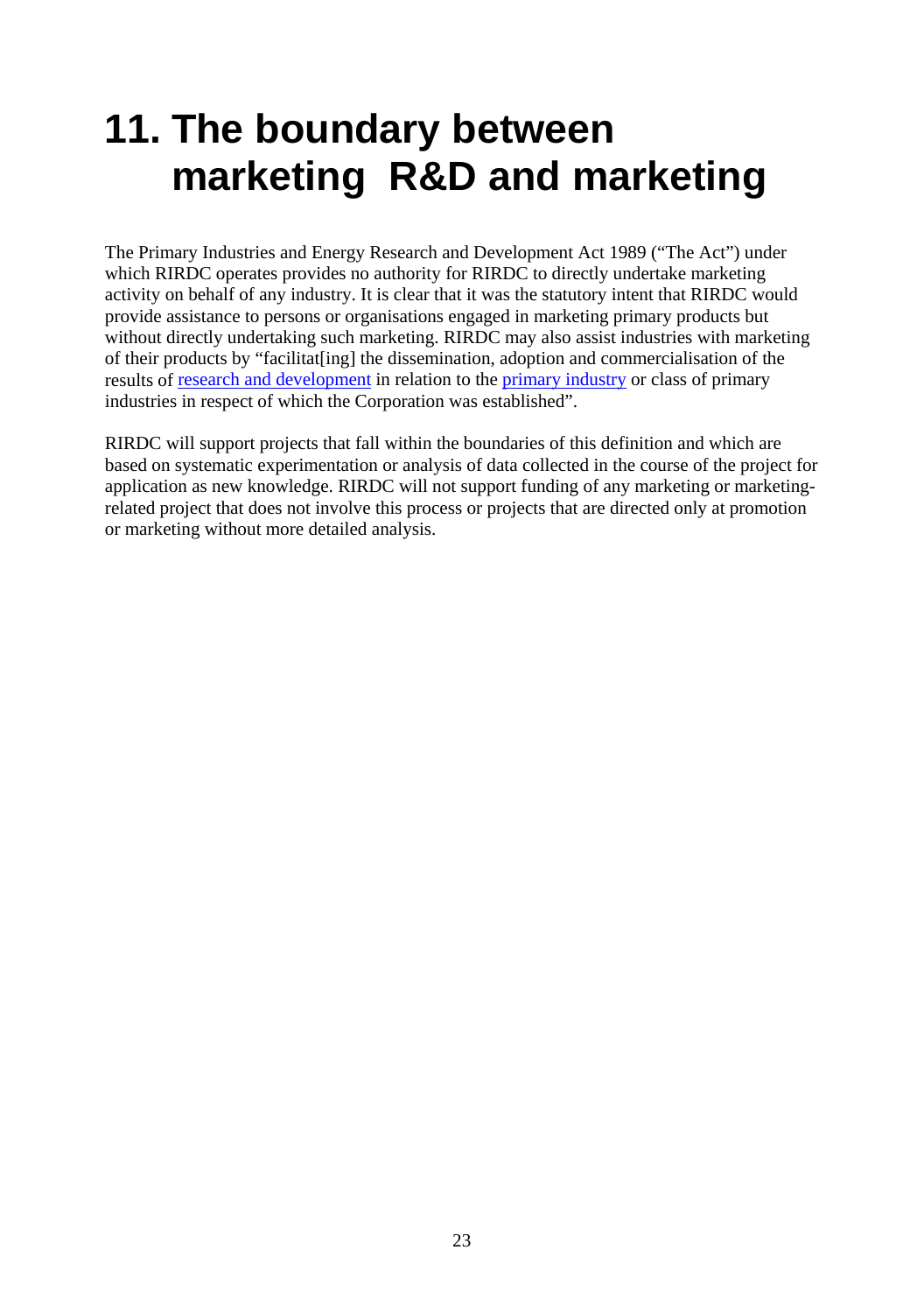# 11. The boundary between marketing R&D and marketing

The Primary Industries and Energy Research and Development Act 1989 ("The Act") under which RIRDC operates provides no authority for RIRDC to directly undertake marketing activity on behalf of any industry. It is clear that it was the statutory intent that RIRDC would provide assistance to persons or organisations engaged in marketing primary products but without directly undertaking such marketing. RIRDC may also assist industries with marketing of their products by "facilitat[ing] the dissemination, adoption and commercialisation of the results of research and development in relation to the primary industry or class of primary industries in respect of which the Corporation was established".

RIRDC will support projects that fall within the boundaries of this definition and which are based on systematic experimentation or analysis of data collected in the course of the project for application as new knowledge. RIRDC will not support funding of any marketing or marketing-related project that does not involve this process or projects that are directed only at promotion or marketing without more detailed analysis.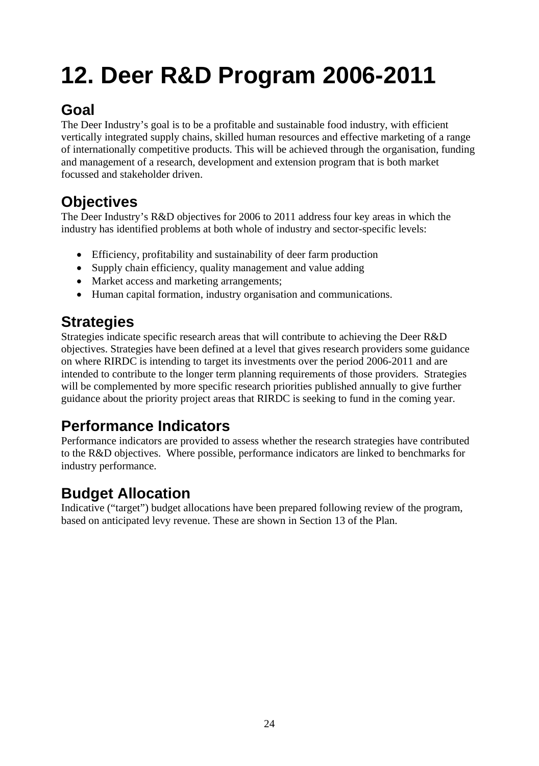# 12. Deer R&D Program 2006-2011

## Goal

The Deer Industry's goal is to be a profitable and sustainable food industry, with efficient vertically integrated supply chains, skilled human resources and effective marketing of a range of internationally competitive products. This will be achieved through the organisation, funding and management of a research, development and extension program that is both market focussed and stakeholder driven.

## Objectives

The Deer Industry's R&D objectives for 2006 to 2011 address four key areas in which the industry has identified problems at both whole of industry and sector-specific levels:

- Efficiency, profitability and sustainability of deer farm production
- Supply chain efficiency, quality management and value adding
- Market access and marketing arrangements;
- Human capital formation, industry organisation and communications.

## Strategies

Strategies indicate specific research areas that will contribute to achieving the Deer R&D objectives. Strategies have been defined at a level that gives research providers some guidance on where RIRDC is intending to target its investments over the period 2006-2011 and are intended to contribute to the longer term planning requirements of those providers. Strategies will be complemented by more specific research priorities published annually to give further guidance about the priority project areas that RIRDC is seeking to fund in the coming year.

## Performance Indicators

Performance indicators are provided to assess whether the research strategies have contributed to the R&D objectives. Where possible, performance indicators are linked to benchmarks for industry performance.

## Budget Allocation

Indicative ("target") budget allocations have been prepared following review of the program, based on anticipated levy revenue. These are shown in Section 13 of the Plan.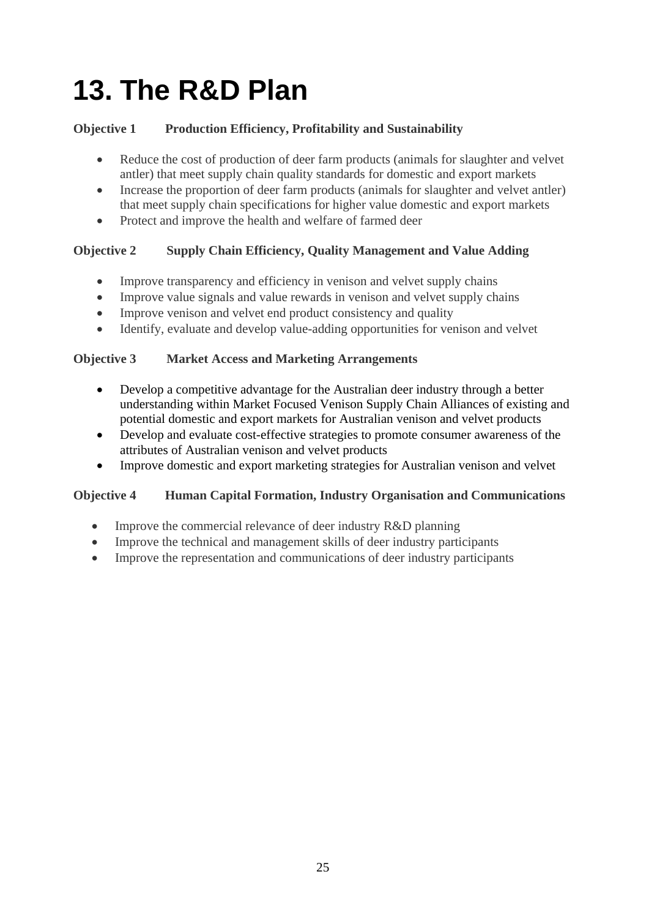# 13. The R&D Plan

**Objective 1 Production Efficiency, Profitability and Sustainability**

- Reduce the cost of production of deer farm products (animals for slaughter and velvet antler) that meet supply chain quality standards for domestic and export markets
- Increase the proportion of deer farm products (animals for slaughter and velvet antler) that meet supply chain specifications for higher value domestic and export markets
- Protect and improve the health and welfare of farmed deer

**Objective 2 Supply Chain Efficiency, Quality Management and Value Adding**

- Improve transparency and efficiency in venison and velvet supply chains
- Improve value signals and value rewards in venison and velvet supply chains
- Improve venison and velvet end product consistency and quality
- Identify, evaluate and develop value-adding opportunities for venison and velvet

**Objective 3 Market Access and Marketing Arrangements**

- Develop a competitive advantage for the Australian deer industry through a better understanding within Market Focused Venison Supply Chain Alliances of existing and potential domestic and export markets for Australian venison and velvet products
- Develop and evaluate cost-effective strategies to promote consumer awareness of the attributes of Australian venison and velvet products
- Improve domestic and export marketing strategies for Australian venison and velvet

**Objective 4 Human Capital Formation, Industry Organisation and Communications**

- Improve the commercial relevance of deer industry R&D planning
- Improve the technical and management skills of deer industry participants
- Improve the representation and communications of deer industry participants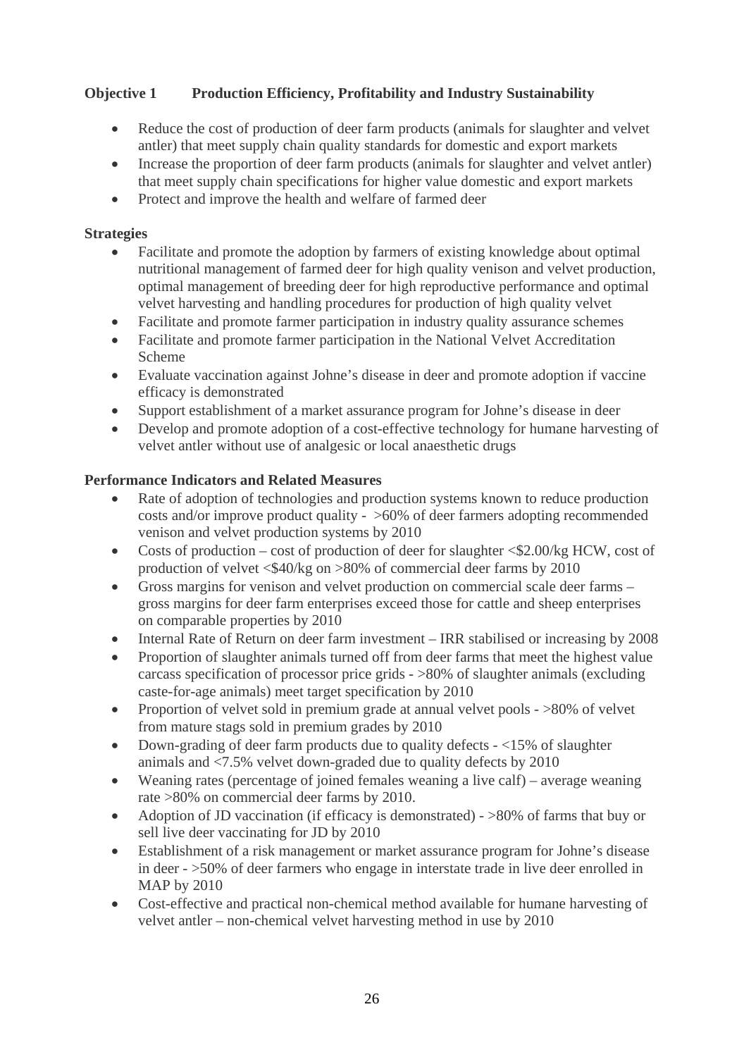## Objective 1 Production Efficiency, Profitability and Industry Sustainability

- Reduce the cost of production of deer farm products (animals for slaughter and velvet antler) that meet supply chain quality standards for domestic and export markets
- Increase the proportion of deer farm products (animals for slaughter and velvet antler) that meet supply chain specifications for higher value domestic and export markets
- Protect and improve the health and welfare of farmed deer

### Strategies

- Facilitate and promote the adoption by farmers of existing knowledge about optimal nutritional management of farmed deer for high quality venison and velvet production, optimal management of breeding deer for high reproductive performance and optimal velvet harvesting and handling procedures for production of high quality velvet
- Facilitate and promote farmer participation in industry quality assurance schemes
- Facilitate and promote farmer participation in the National Velvet Accreditation Scheme
- Evaluate vaccination against Johne's disease in deer and promote adoption if vaccine efficacy is demonstrated
- Support establishment of a market assurance program for Johne's disease in deer
- Develop and promote adoption of a cost-effective technology for humane harvesting of velvet antler without use of analgesic or local anaesthetic drugs

### Performance Indicators and Related Measures

- Rate of adoption of technologies and production systems known to reduce production costs and/or improve product quality - >60% of deer farmers adopting recommended venison and velvet production systems by 2010
- Costs of production – cost of production of deer for slaughter <$2.00/kg HCW, cost of production of velvet <$40/kg on >80% of commercial deer farms by 2010
- Gross margins for venison and velvet production on commercial scale deer farms – gross margins for deer farm enterprises exceed those for cattle and sheep enterprises on comparable properties by 2010
- Internal Rate of Return on deer farm investment – IRR stabilised or increasing by 2008
- Proportion of slaughter animals turned off from deer farms that meet the highest value carcass specification of processor price grids - >80% of slaughter animals (excluding caste-for-age animals) meet target specification by 2010
- Proportion of velvet sold in premium grade at annual velvet pools - >80% of velvet from mature stags sold in premium grades by 2010
- Down-grading of deer farm products due to quality defects - <15% of slaughter animals and <7.5% velvet down-graded due to quality defects by 2010
- Weaning rates (percentage of joined females weaning a live calf) – average weaning rate >80% on commercial deer farms by 2010.
- Adoption of JD vaccination (if efficacy is demonstrated) - >80% of farms that buy or sell live deer vaccinating for JD by 2010
- Establishment of a risk management or market assurance program for Johne's disease in deer - >50% of deer farmers who engage in interstate trade in live deer enrolled in MAP by 2010
- Cost-effective and practical non-chemical method available for humane harvesting of velvet antler – non-chemical velvet harvesting method in use by 2010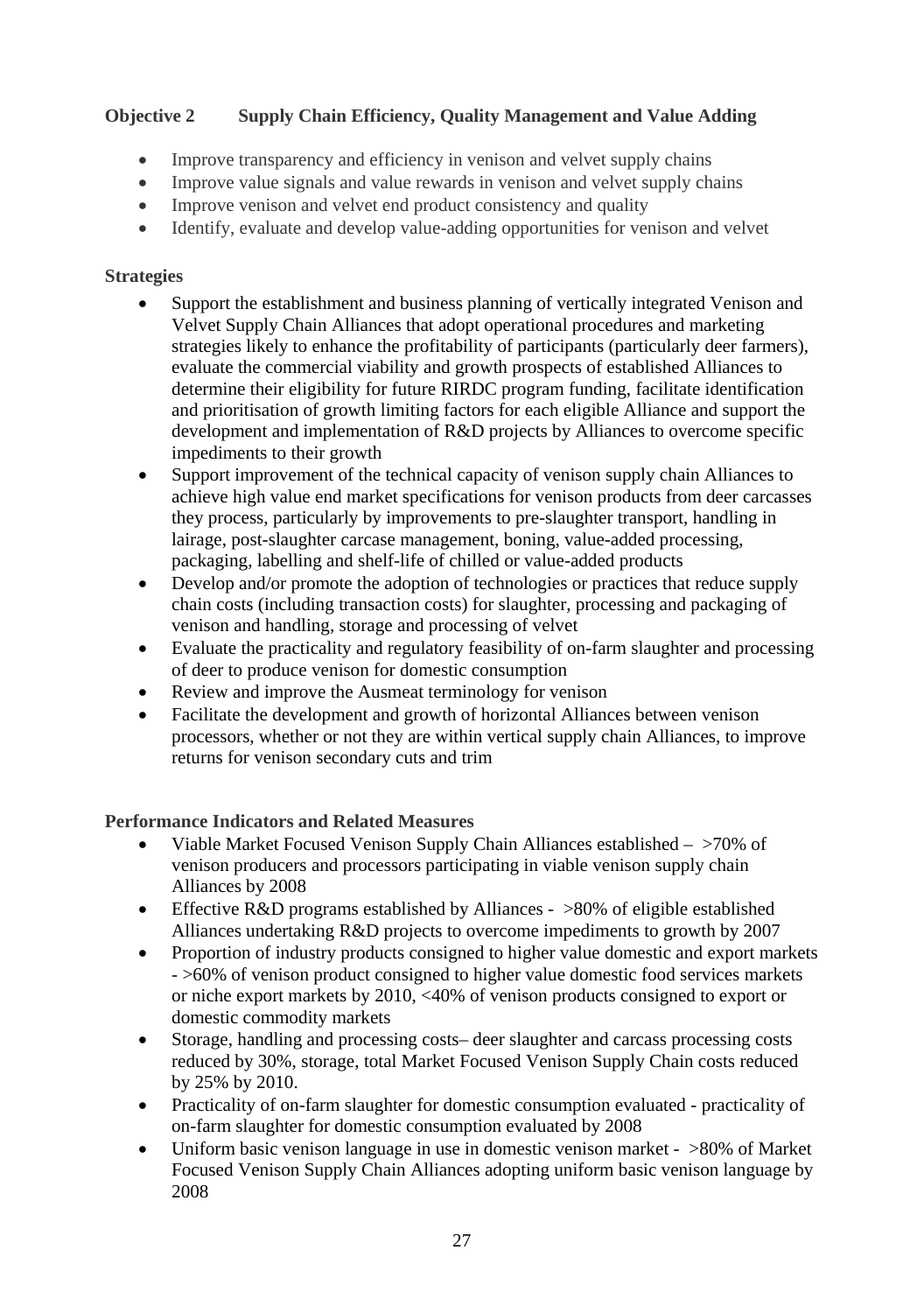**Objective 2 Supply Chain Efficiency, Quality Management and Value Adding**

- Improve transparency and efficiency in venison and velvet supply chains
- Improve value signals and value rewards in venison and velvet supply chains
- Improve venison and velvet end product consistency and quality
- Identify, evaluate and develop value-adding opportunities for venison and velvet

**Strategies**

- Support the establishment and business planning of vertically integrated Venison and Velvet Supply Chain Alliances that adopt operational procedures and marketing strategies likely to enhance the profitability of participants (particularly deer farmers), evaluate the commercial viability and growth prospects of established Alliances to determine their eligibility for future RIRDC program funding, facilitate identification and prioritisation of growth limiting factors for each eligible Alliance and support the development and implementation of R&D projects by Alliances to overcome specific impediments to their growth
- Support improvement of the technical capacity of venison supply chain Alliances to achieve high value end market specifications for venison products from deer carcasses they process, particularly by improvements to pre-slaughter transport, handling in lairage, post-slaughter carcase management, boning, value-added processing, packaging, labelling and shelf-life of chilled or value-added products
- Develop and/or promote the adoption of technologies or practices that reduce supply chain costs (including transaction costs) for slaughter, processing and packaging of venison and handling, storage and processing of velvet
- Evaluate the practicality and regulatory feasibility of on-farm slaughter and processing of deer to produce venison for domestic consumption
- Review and improve the Ausmeat terminology for venison
- Facilitate the development and growth of horizontal Alliances between venison processors, whether or not they are within vertical supply chain Alliances, to improve returns for venison secondary cuts and trim

**Performance Indicators and Related Measures**

- Viable Market Focused Venison Supply Chain Alliances established – >70% of venison producers and processors participating in viable venison supply chain Alliances by 2008
- Effective R&D programs established by Alliances - >80% of eligible established Alliances undertaking R&D projects to overcome impediments to growth by 2007
- Proportion of industry products consigned to higher value domestic and export markets - >60% of venison product consigned to higher value domestic food services markets or niche export markets by 2010, <40% of venison products consigned to export or domestic commodity markets
- Storage, handling and processing costs– deer slaughter and carcass processing costs reduced by 30%, storage, total Market Focused Venison Supply Chain costs reduced by 25% by 2010.
- Practicality of on-farm slaughter for domestic consumption evaluated - practicality of on-farm slaughter for domestic consumption evaluated by 2008
- Uniform basic venison language in use in domestic venison market - >80% of Market Focused Venison Supply Chain Alliances adopting uniform basic venison language by 2008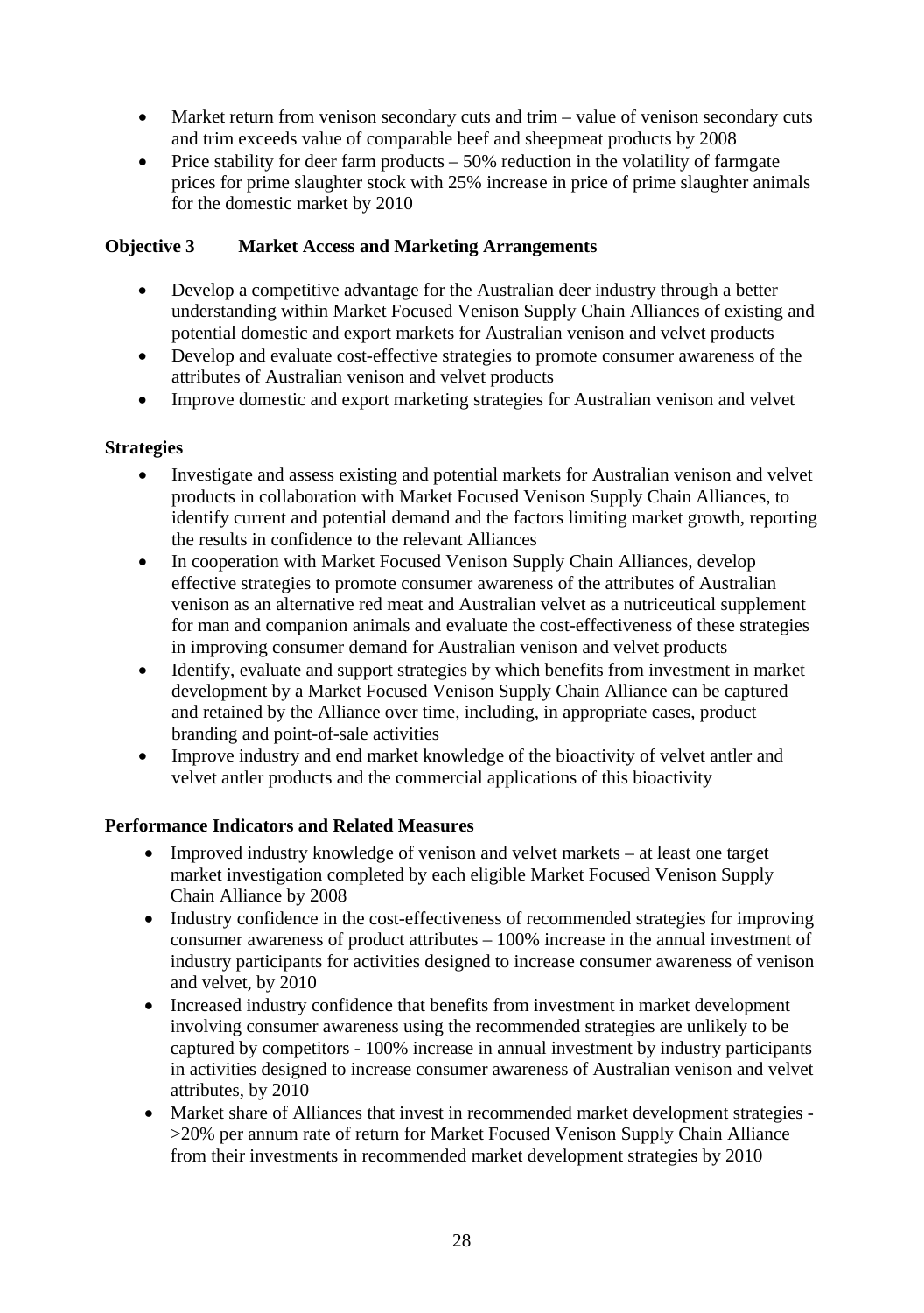- Market return from venison secondary cuts and trim – value of venison secondary cuts and trim exceeds value of comparable beef and sheepmeat products by 2008
- Price stability for deer farm products – 50% reduction in the volatility of farmgate prices for prime slaughter stock with 25% increase in price of prime slaughter animals for the domestic market by 2010

**Objective 3 Market Access and Marketing Arrangements**

- Develop a competitive advantage for the Australian deer industry through a better understanding within Market Focused Venison Supply Chain Alliances of existing and potential domestic and export markets for Australian venison and velvet products
- Develop and evaluate cost-effective strategies to promote consumer awareness of the attributes of Australian venison and velvet products
- Improve domestic and export marketing strategies for Australian venison and velvet

**Strategies**

- Investigate and assess existing and potential markets for Australian venison and velvet products in collaboration with Market Focused Venison Supply Chain Alliances, to identify current and potential demand and the factors limiting market growth, reporting the results in confidence to the relevant Alliances
- In cooperation with Market Focused Venison Supply Chain Alliances, develop effective strategies to promote consumer awareness of the attributes of Australian venison as an alternative red meat and Australian velvet as a nutriceutical supplement for man and companion animals and evaluate the cost-effectiveness of these strategies in improving consumer demand for Australian venison and velvet products
- Identify, evaluate and support strategies by which benefits from investment in market development by a Market Focused Venison Supply Chain Alliance can be captured and retained by the Alliance over time, including, in appropriate cases, product branding and point-of-sale activities
- Improve industry and end market knowledge of the bioactivity of velvet antler and velvet antler products and the commercial applications of this bioactivity

**Performance Indicators and Related Measures**

- Improved industry knowledge of venison and velvet markets – at least one target market investigation completed by each eligible Market Focused Venison Supply Chain Alliance by 2008
- Industry confidence in the cost-effectiveness of recommended strategies for improving consumer awareness of product attributes – 100% increase in the annual investment of industry participants for activities designed to increase consumer awareness of venison and velvet, by 2010
- Increased industry confidence that benefits from investment in market development involving consumer awareness using the recommended strategies are unlikely to be captured by competitors - 100% increase in annual investment by industry participants in activities designed to increase consumer awareness of Australian venison and velvet attributes, by 2010
- Market share of Alliances that invest in recommended market development strategies - >20% per annum rate of return for Market Focused Venison Supply Chain Alliance from their investments in recommended market development strategies by 2010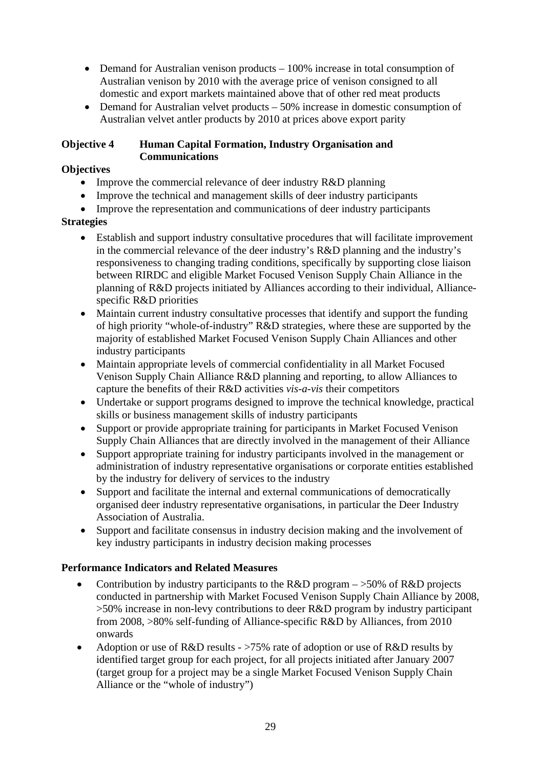- Demand for Australian venison products – 100% increase in total consumption of Australian venison by 2010 with the average price of venison consigned to all domestic and export markets maintained above that of other red meat products
- Demand for Australian velvet products – 50% increase in domestic consumption of Australian velvet antler products by 2010 at prices above export parity

**Objective 4 Human Capital Formation, Industry Organisation and Communications**

**Objectives**

- Improve the commercial relevance of deer industry R&D planning
- Improve the technical and management skills of deer industry participants
- Improve the representation and communications of deer industry participants

**Strategies**

- Establish and support industry consultative procedures that will facilitate improvement in the commercial relevance of the deer industry's R&D planning and the industry's responsiveness to changing trading conditions, specifically by supporting close liaison between RIRDC and eligible Market Focused Venison Supply Chain Alliance in the planning of R&D projects initiated by Alliances according to their individual, Alliance-specific R&D priorities
- Maintain current industry consultative processes that identify and support the funding of high priority "whole-of-industry" R&D strategies, where these are supported by the majority of established Market Focused Venison Supply Chain Alliances and other industry participants
- Maintain appropriate levels of commercial confidentiality in all Market Focused Venison Supply Chain Alliance R&D planning and reporting, to allow Alliances to capture the benefits of their R&D activities *vis-a-vis* their competitors
- Undertake or support programs designed to improve the technical knowledge, practical skills or business management skills of industry participants
- Support or provide appropriate training for participants in Market Focused Venison Supply Chain Alliances that are directly involved in the management of their Alliance
- Support appropriate training for industry participants involved in the management or administration of industry representative organisations or corporate entities established by the industry for delivery of services to the industry
- Support and facilitate the internal and external communications of democratically organised deer industry representative organisations, in particular the Deer Industry Association of Australia.
- Support and facilitate consensus in industry decision making and the involvement of key industry participants in industry decision making processes

**Performance Indicators and Related Measures**

- Contribution by industry participants to the R&D program – >50% of R&D projects conducted in partnership with Market Focused Venison Supply Chain Alliance by 2008, >50% increase in non-levy contributions to deer R&D program by industry participant from 2008, >80% self-funding of Alliance-specific R&D by Alliances, from 2010 onwards
- Adoption or use of R&D results - >75% rate of adoption or use of R&D results by identified target group for each project, for all projects initiated after January 2007 (target group for a project may be a single Market Focused Venison Supply Chain Alliance or the "whole of industry")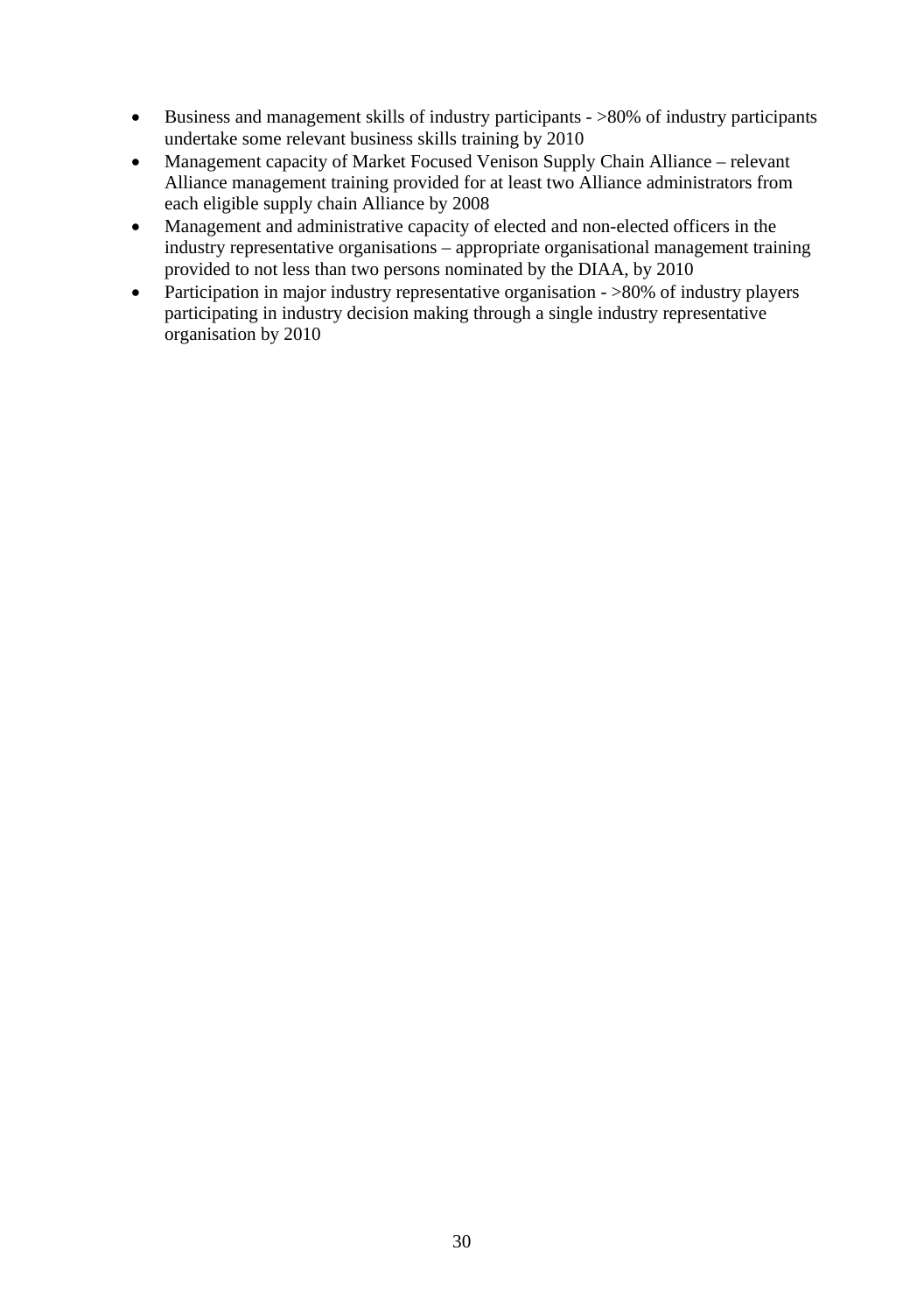- Business and management skills of industry participants - >80% of industry participants undertake some relevant business skills training by 2010
- Management capacity of Market Focused Venison Supply Chain Alliance – relevant Alliance management training provided for at least two Alliance administrators from each eligible supply chain Alliance by 2008
- Management and administrative capacity of elected and non-elected officers in the industry representative organisations – appropriate organisational management training provided to not less than two persons nominated by the DIAA, by 2010
- Participation in major industry representative organisation - >80% of industry players participating in industry decision making through a single industry representative organisation by 2010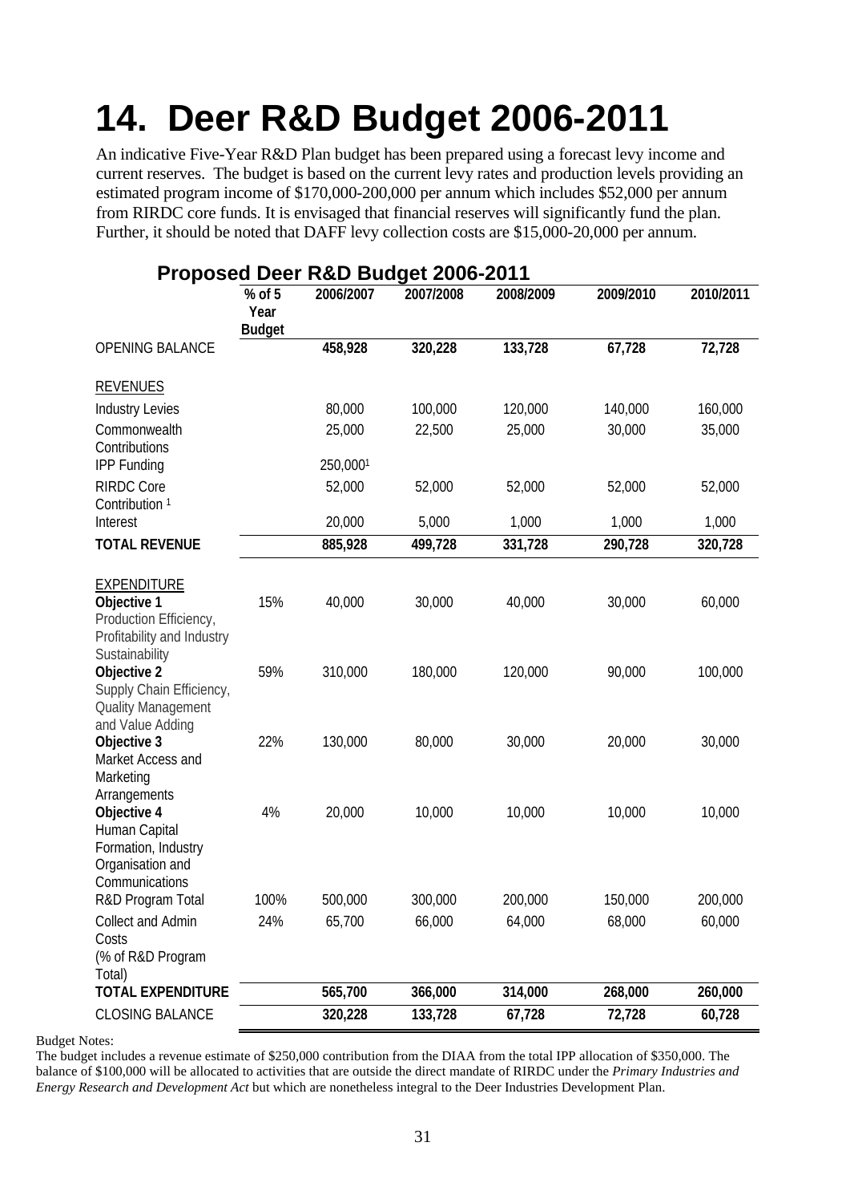# 14. Deer R&D Budget 2006-2011

An indicative Five-Year R&D Plan budget has been prepared using a forecast levy income and current reserves. The budget is based on the current levy rates and production levels providing an estimated program income of $170,000-200,000 per annum which includes $52,000 per annum from RIRDC core funds. It is envisaged that financial reserves will significantly fund the plan. Further, it should be noted that DAFF levy collection costs are $15,000-20,000 per annum.

## Proposed Deer R&D Budget 2006-2011

| | % of 5 Year Budget | 2006/2007 | 2007/2008 | 2008/2009 | 2009/2010 | 2010/2011 |
|---|---|---|---|---|---|---|
| OPENING BALANCE | | **458,928** | **320,228** | **133,728** | **67,728** | **72,728** |
| REVENUES | | | | | | |
| Industry Levies | | 80,000 | 100,000 | 120,000 | 140,000 | 160,000 |
| Commonwealth Contributions | | 25,000 | 22,500 | 25,000 | 30,000 | 35,000 |
| IPP Funding | | 250,000[1] | | | | |
| RIRDC Core Contribution [1] | | 52,000 | 52,000 | 52,000 | 52,000 | 52,000 |
| Interest | | 20,000 | 5,000 | 1,000 | 1,000 | 1,000 |
| **TOTAL REVENUE** | | **885,928** | **499,728** | **331,728** | **290,728** | **320,728** |
| EXPENDITURE | | | | | | |
| **Objective 1** Production Efficiency, Profitability and Industry Sustainability | 15% | 40,000 | 30,000 | 40,000 | 30,000 | 60,000 |
| **Objective 2** Supply Chain Efficiency, Quality Management and Value Adding | 59% | 310,000 | 180,000 | 120,000 | 90,000 | 100,000 |
| **Objective 3** Market Access and Marketing Arrangements | 22% | 130,000 | 80,000 | 30,000 | 20,000 | 30,000 |
| **Objective 4** Human Capital Formation, Industry Organisation and Communications | 4% | 20,000 | 10,000 | 10,000 | 10,000 | 10,000 |
| R&D Program Total | 100% | 500,000 | 300,000 | 200,000 | 150,000 | 200,000 |
| Collect and Admin Costs (% of R&D Program Total) | 24% | 65,700 | 66,000 | 64,000 | 68,000 | 60,000 |
| **TOTAL EXPENDITURE** | | **565,700** | **366,000** | **314,000** | **268,000** | **260,000** |
| CLOSING BALANCE | | **320,228** | **133,728** | **67,728** | **72,728** | **60,728** |

Budget Notes:

The budget includes a revenue estimate of $250,000 contribution from the DIAA from the total IPP allocation of $350,000. The balance of $100,000 will be allocated to activities that are outside the direct mandate of RIRDC under the *Primary Industries and Energy Research and Development Act* but which are nonetheless integral to the Deer Industries Development Plan.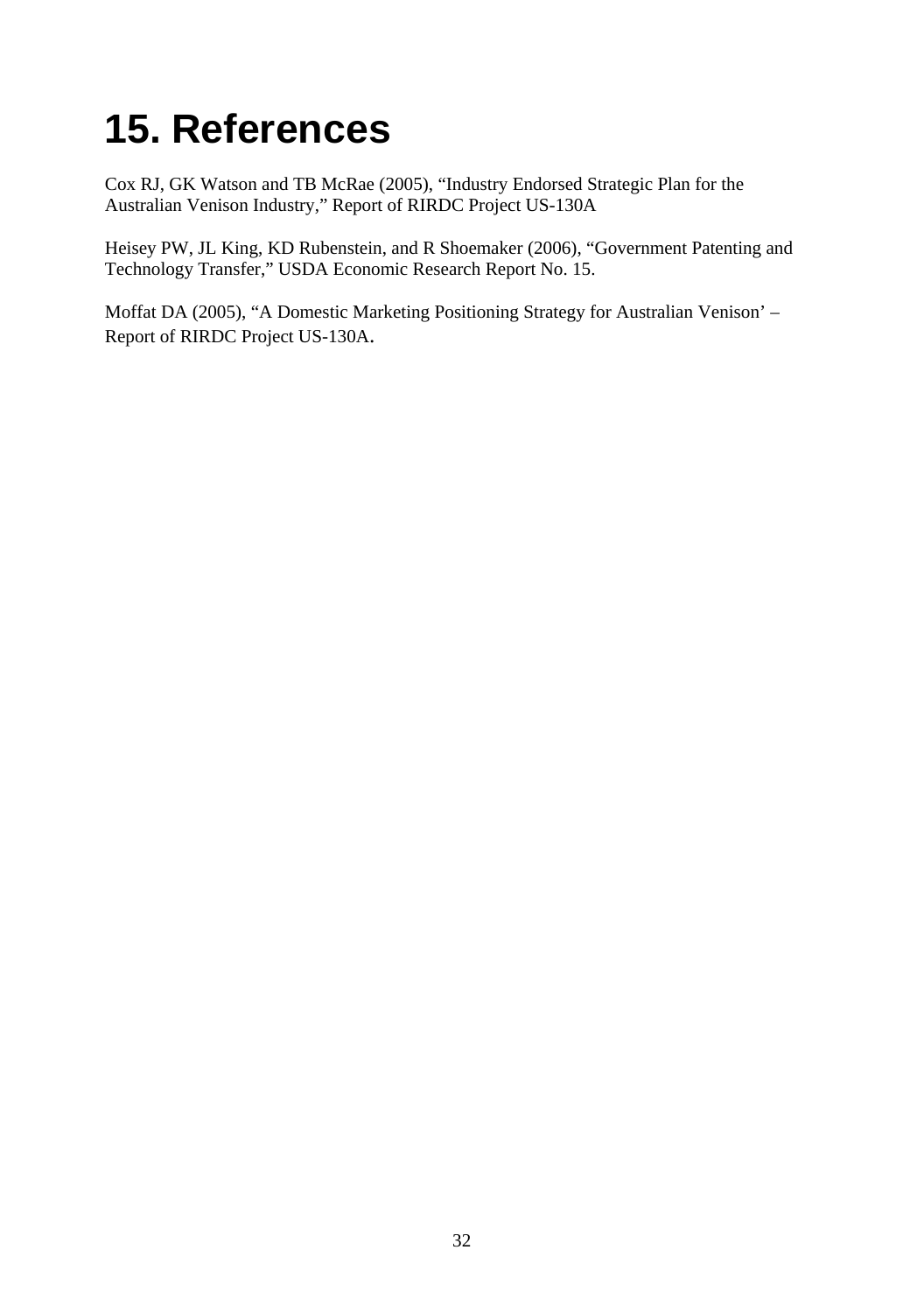# 15. References

Cox RJ, GK Watson and TB McRae (2005), “Industry Endorsed Strategic Plan for the Australian Venison Industry,” Report of RIRDC Project US-130A

Heisey PW, JL King, KD Rubenstein, and R Shoemaker (2006), “Government Patenting and Technology Transfer,” USDA Economic Research Report No. 15.

Moffat DA (2005), “A Domestic Marketing Positioning Strategy for Australian Venison’ – Report of RIRDC Project US-130A.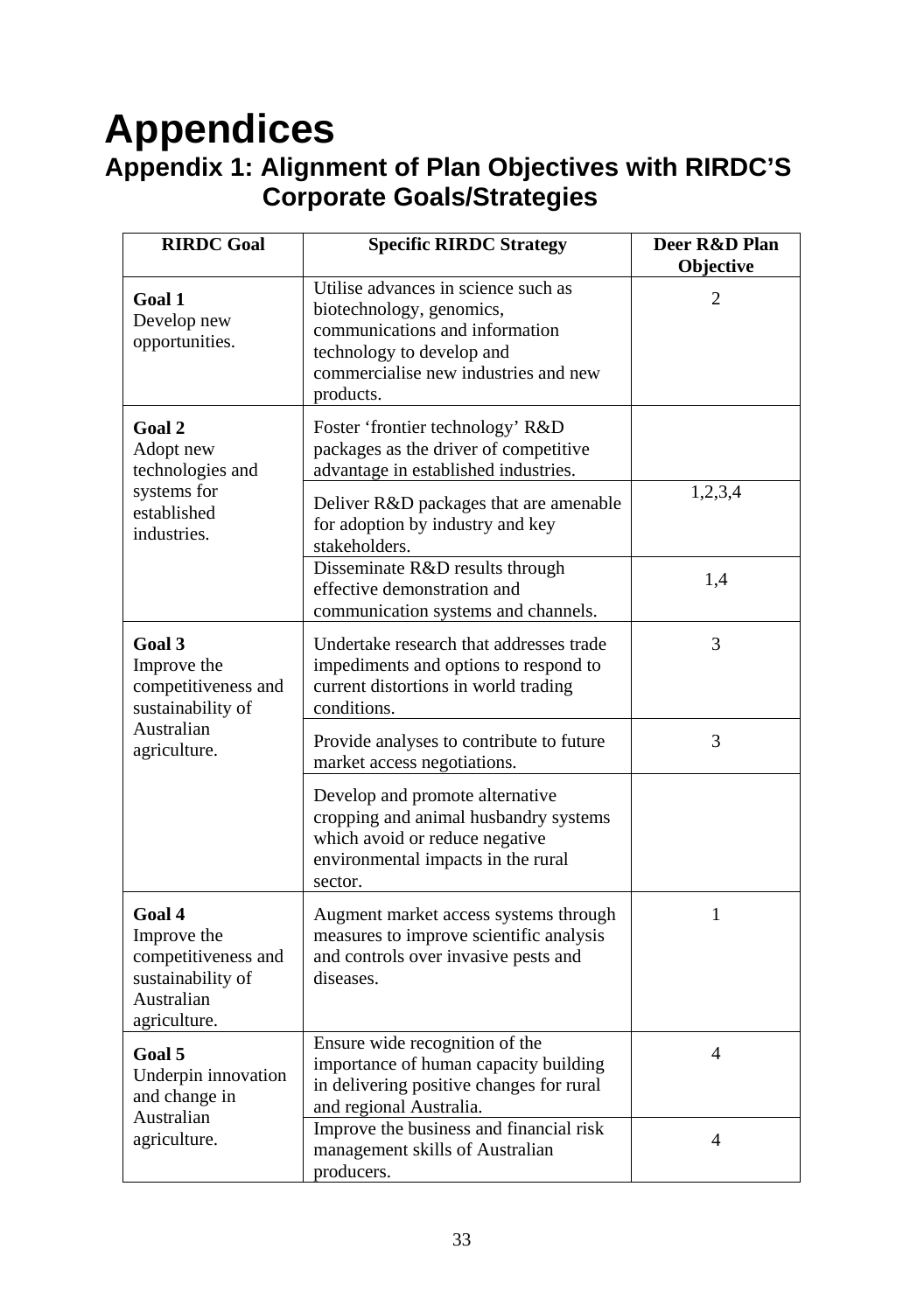# Appendices

## Appendix 1: Alignment of Plan Objectives with RIRDC'S Corporate Goals/Strategies

| RIRDC Goal | Specific RIRDC Strategy | Deer R&D Plan Objective |
|---|---|---|
| **Goal 1** Develop new opportunities. | Utilise advances in science such as biotechnology, genomics, communications and information technology to develop and commercialise new industries and new products. | 2 |
| **Goal 2** Adopt new technologies and systems for established industries. | Foster 'frontier technology' R&D packages as the driver of competitive advantage in established industries. | |
| | Deliver R&D packages that are amenable for adoption by industry and key stakeholders. | 1,2,3,4 |
| | Disseminate R&D results through effective demonstration and communication systems and channels. | 1,4 |
| **Goal 3** Improve the competitiveness and sustainability of Australian agriculture. | Undertake research that addresses trade impediments and options to respond to current distortions in world trading conditions. | 3 |
| | Provide analyses to contribute to future market access negotiations. | 3 |
| | Develop and promote alternative cropping and animal husbandry systems which avoid or reduce negative environmental impacts in the rural sector. | |
| **Goal 4** Improve the competitiveness and sustainability of Australian agriculture. | Augment market access systems through measures to improve scientific analysis and controls over invasive pests and diseases. | 1 |
| **Goal 5** Underpin innovation and change in Australian agriculture. | Ensure wide recognition of the importance of human capacity building in delivering positive changes for rural and regional Australia. | 4 |
| | Improve the business and financial risk management skills of Australian producers. | 4 |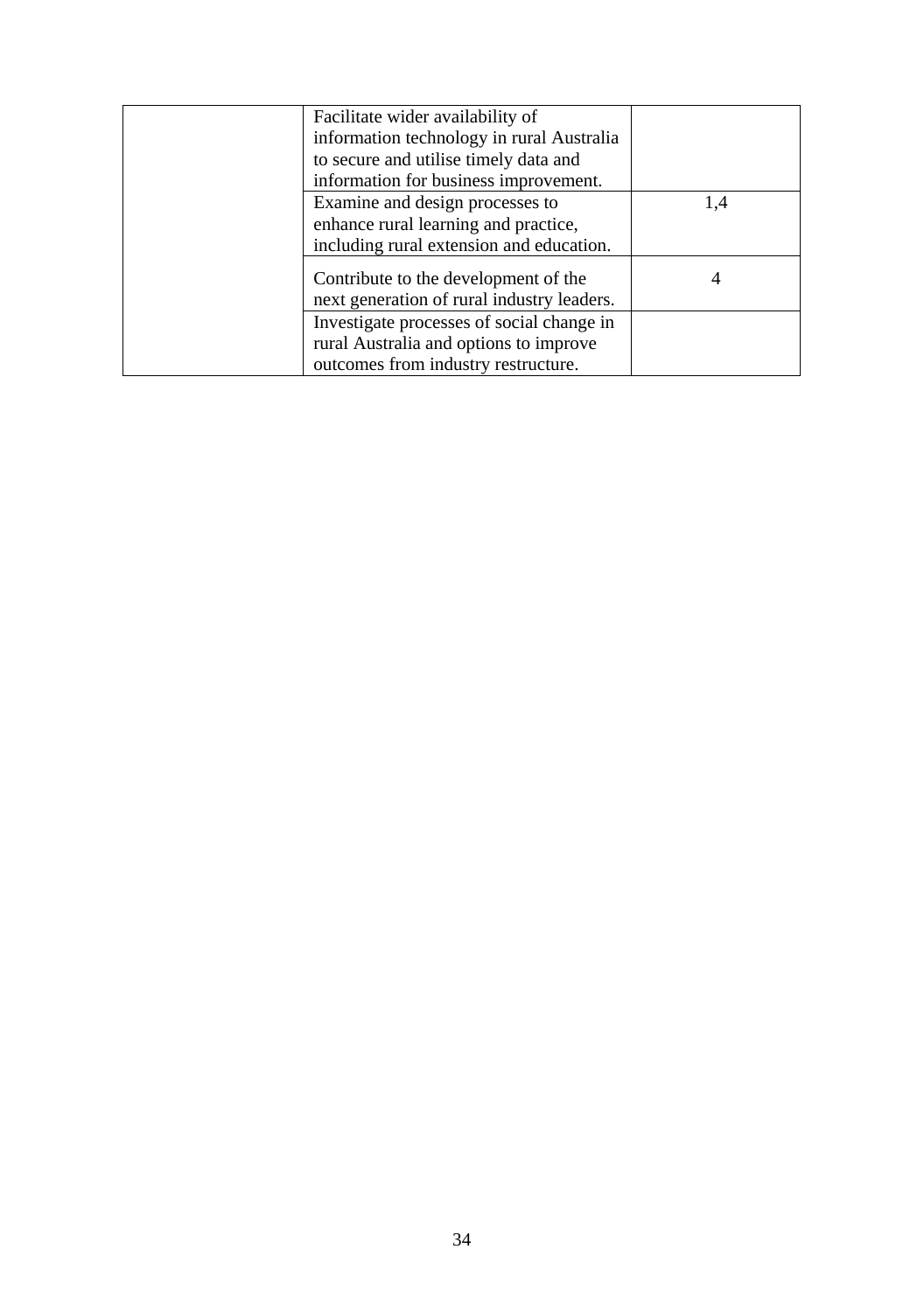|  |  |  |
|---|---|---|
|  | Facilitate wider availability of information technology in rural Australia to secure and utilise timely data and information for business improvement. |  |
|  | Examine and design processes to enhance rural learning and practice, including rural extension and education. | 1,4 |
|  | Contribute to the development of the next generation of rural industry leaders. | 4 |
|  | Investigate processes of social change in rural Australia and options to improve outcomes from industry restructure. |  |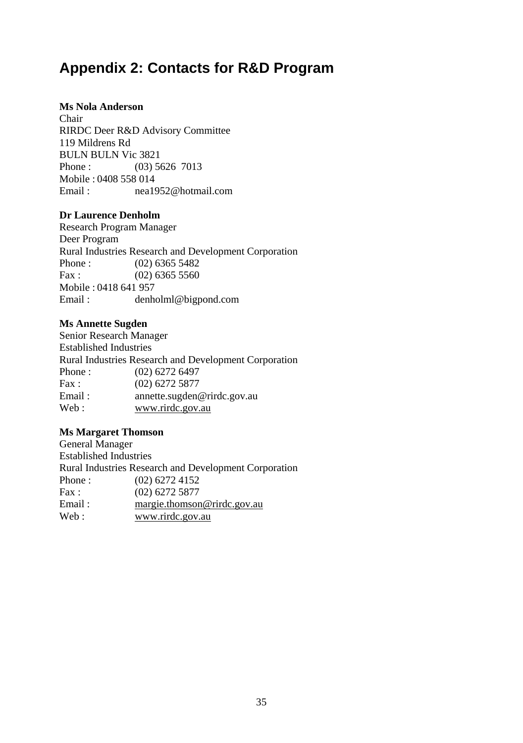## Appendix 2: Contacts for R&D Program

**Ms Nola Anderson**
Chair
RIRDC Deer R&D Advisory Committee
119 Mildrens Rd
BULN BULN Vic 3821
Phone : (03) 5626 7013
Mobile : 0408 558 014
Email : nea1952@hotmail.com

**Dr Laurence Denholm**
Research Program Manager
Deer Program
Rural Industries Research and Development Corporation
Phone : (02) 6365 5482
Fax : (02) 6365 5560
Mobile : 0418 641 957
Email : denholml@bigpond.com

**Ms Annette Sugden**
Senior Research Manager
Established Industries
Rural Industries Research and Development Corporation
Phone : (02) 6272 6497
Fax : (02) 6272 5877
Email : annette.sugden@rirdc.gov.au
Web : www.rirdc.gov.au

**Ms Margaret Thomson**
General Manager
Established Industries
Rural Industries Research and Development Corporation
Phone : (02) 6272 4152
Fax : (02) 6272 5877
Email : margie.thomson@rirdc.gov.au
Web : www.rirdc.gov.au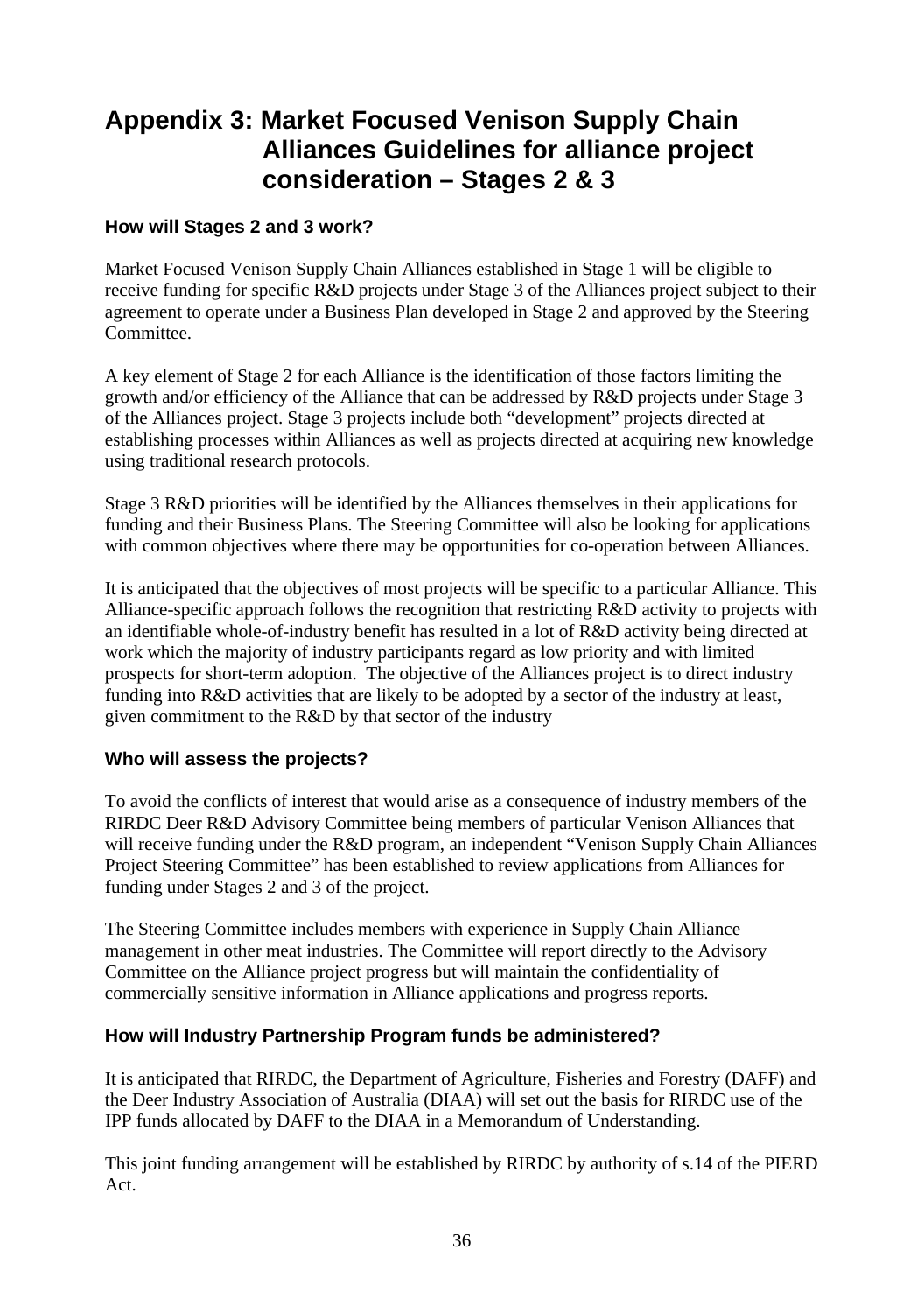# Appendix 3: Market Focused Venison Supply Chain Alliances Guidelines for alliance project consideration – Stages 2 & 3

### How will Stages 2 and 3 work?

Market Focused Venison Supply Chain Alliances established in Stage 1 will be eligible to receive funding for specific R&D projects under Stage 3 of the Alliances project subject to their agreement to operate under a Business Plan developed in Stage 2 and approved by the Steering Committee.

A key element of Stage 2 for each Alliance is the identification of those factors limiting the growth and/or efficiency of the Alliance that can be addressed by R&D projects under Stage 3 of the Alliances project. Stage 3 projects include both "development" projects directed at establishing processes within Alliances as well as projects directed at acquiring new knowledge using traditional research protocols.

Stage 3 R&D priorities will be identified by the Alliances themselves in their applications for funding and their Business Plans. The Steering Committee will also be looking for applications with common objectives where there may be opportunities for co-operation between Alliances.

It is anticipated that the objectives of most projects will be specific to a particular Alliance. This Alliance-specific approach follows the recognition that restricting R&D activity to projects with an identifiable whole-of-industry benefit has resulted in a lot of R&D activity being directed at work which the majority of industry participants regard as low priority and with limited prospects for short-term adoption. The objective of the Alliances project is to direct industry funding into R&D activities that are likely to be adopted by a sector of the industry at least, given commitment to the R&D by that sector of the industry

### Who will assess the projects?

To avoid the conflicts of interest that would arise as a consequence of industry members of the RIRDC Deer R&D Advisory Committee being members of particular Venison Alliances that will receive funding under the R&D program, an independent "Venison Supply Chain Alliances Project Steering Committee" has been established to review applications from Alliances for funding under Stages 2 and 3 of the project.

The Steering Committee includes members with experience in Supply Chain Alliance management in other meat industries. The Committee will report directly to the Advisory Committee on the Alliance project progress but will maintain the confidentiality of commercially sensitive information in Alliance applications and progress reports.

### How will Industry Partnership Program funds be administered?

It is anticipated that RIRDC, the Department of Agriculture, Fisheries and Forestry (DAFF) and the Deer Industry Association of Australia (DIAA) will set out the basis for RIRDC use of the IPP funds allocated by DAFF to the DIAA in a Memorandum of Understanding.

This joint funding arrangement will be established by RIRDC by authority of s.14 of the PIERD Act.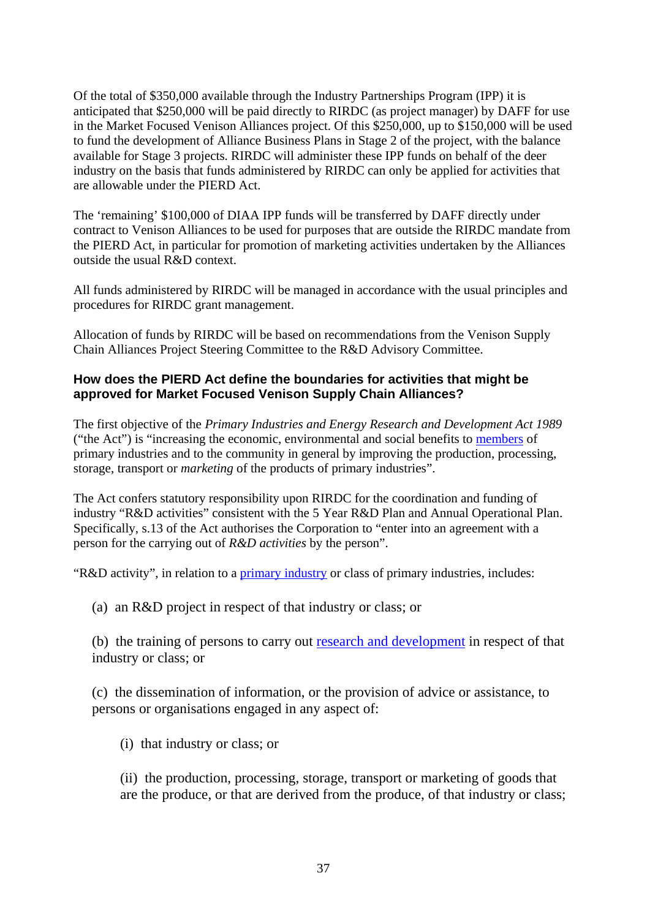Of the total of $350,000 available through the Industry Partnerships Program (IPP) it is anticipated that $250,000 will be paid directly to RIRDC (as project manager) by DAFF for use in the Market Focused Venison Alliances project. Of this $250,000, up to $150,000 will be used to fund the development of Alliance Business Plans in Stage 2 of the project, with the balance available for Stage 3 projects. RIRDC will administer these IPP funds on behalf of the deer industry on the basis that funds administered by RIRDC can only be applied for activities that are allowable under the PIERD Act.

The 'remaining' $100,000 of DIAA IPP funds will be transferred by DAFF directly under contract to Venison Alliances to be used for purposes that are outside the RIRDC mandate from the PIERD Act, in particular for promotion of marketing activities undertaken by the Alliances outside the usual R&D context.

All funds administered by RIRDC will be managed in accordance with the usual principles and procedures for RIRDC grant management.

Allocation of funds by RIRDC will be based on recommendations from the Venison Supply Chain Alliances Project Steering Committee to the R&D Advisory Committee.

**How does the PIERD Act define the boundaries for activities that might be approved for Market Focused Venison Supply Chain Alliances?**

The first objective of the *Primary Industries and Energy Research and Development Act 1989* ("the Act") is "increasing the economic, environmental and social benefits to members of primary industries and to the community in general by improving the production, processing, storage, transport or *marketing* of the products of primary industries".

The Act confers statutory responsibility upon RIRDC for the coordination and funding of industry "R&D activities" consistent with the 5 Year R&D Plan and Annual Operational Plan. Specifically, s.13 of the Act authorises the Corporation to "enter into an agreement with a person for the carrying out of *R&D activities* by the person".

"R&D activity", in relation to a primary industry or class of primary industries, includes:

(a) an R&D project in respect of that industry or class; or

(b) the training of persons to carry out research and development in respect of that industry or class; or

(c) the dissemination of information, or the provision of advice or assistance, to persons or organisations engaged in any aspect of:

(i) that industry or class; or

(ii) the production, processing, storage, transport or marketing of goods that are the produce, or that are derived from the produce, of that industry or class;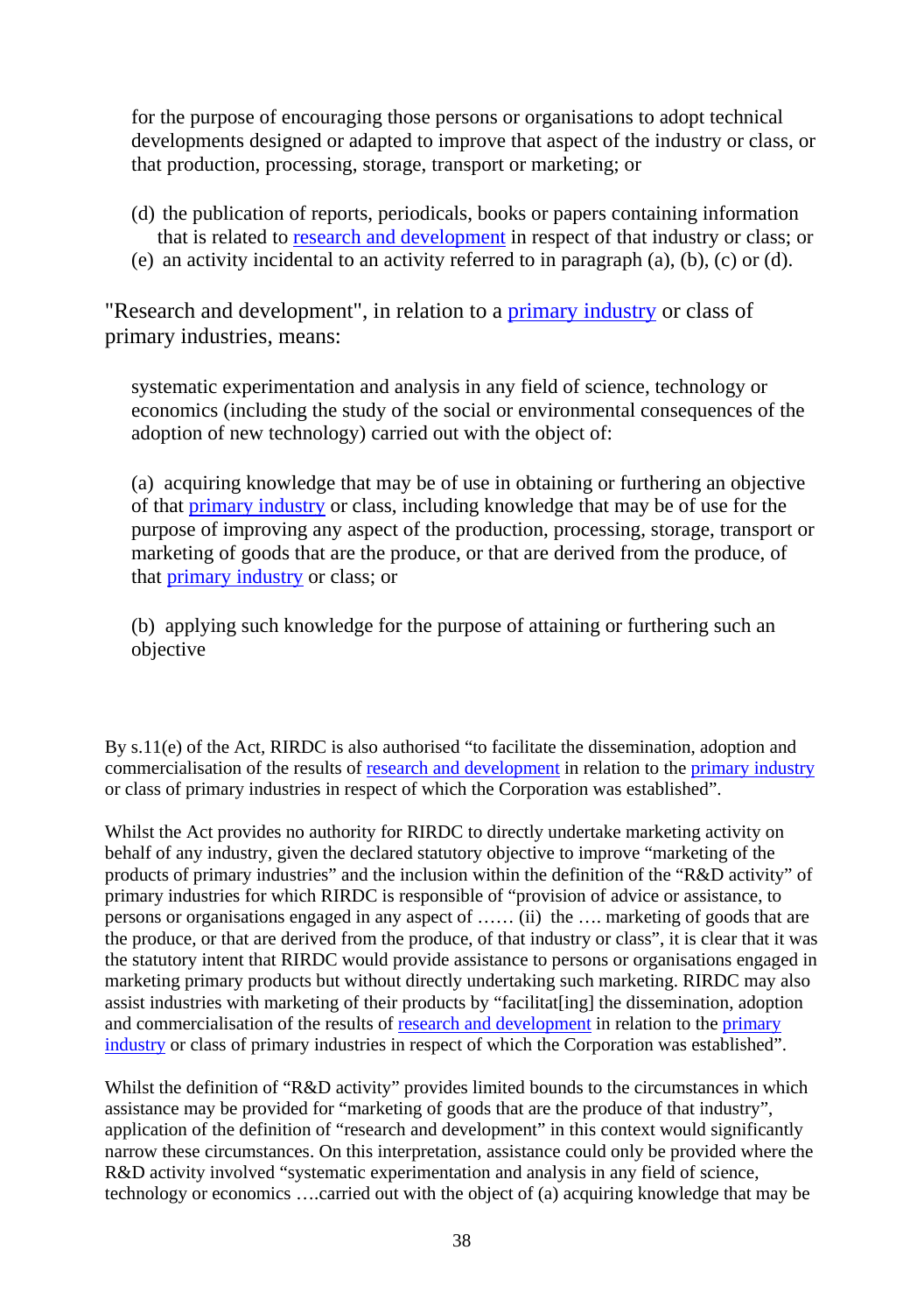for the purpose of encouraging those persons or organisations to adopt technical developments designed or adapted to improve that aspect of the industry or class, or that production, processing, storage, transport or marketing; or

(d) the publication of reports, periodicals, books or papers containing information that is related to research and development in respect of that industry or class; or
(e) an activity incidental to an activity referred to in paragraph (a), (b), (c) or (d).

"Research and development", in relation to a primary industry or class of primary industries, means:

systematic experimentation and analysis in any field of science, technology or economics (including the study of the social or environmental consequences of the adoption of new technology) carried out with the object of:

(a) acquiring knowledge that may be of use in obtaining or furthering an objective of that primary industry or class, including knowledge that may be of use for the purpose of improving any aspect of the production, processing, storage, transport or marketing of goods that are the produce, or that are derived from the produce, of that primary industry or class; or

(b) applying such knowledge for the purpose of attaining or furthering such an objective

By s.11(e) of the Act, RIRDC is also authorised "to facilitate the dissemination, adoption and commercialisation of the results of research and development in relation to the primary industry or class of primary industries in respect of which the Corporation was established".

Whilst the Act provides no authority for RIRDC to directly undertake marketing activity on behalf of any industry, given the declared statutory objective to improve "marketing of the products of primary industries" and the inclusion within the definition of the "R&D activity" of primary industries for which RIRDC is responsible of "provision of advice or assistance, to persons or organisations engaged in any aspect of …… (ii) the …. marketing of goods that are the produce, or that are derived from the produce, of that industry or class", it is clear that it was the statutory intent that RIRDC would provide assistance to persons or organisations engaged in marketing primary products but without directly undertaking such marketing. RIRDC may also assist industries with marketing of their products by "facilitat[ing] the dissemination, adoption and commercialisation of the results of research and development in relation to the primary industry or class of primary industries in respect of which the Corporation was established".

Whilst the definition of "R&D activity" provides limited bounds to the circumstances in which assistance may be provided for "marketing of goods that are the produce of that industry", application of the definition of "research and development" in this context would significantly narrow these circumstances. On this interpretation, assistance could only be provided where the R&D activity involved "systematic experimentation and analysis in any field of science, technology or economics ….carried out with the object of (a) acquiring knowledge that may be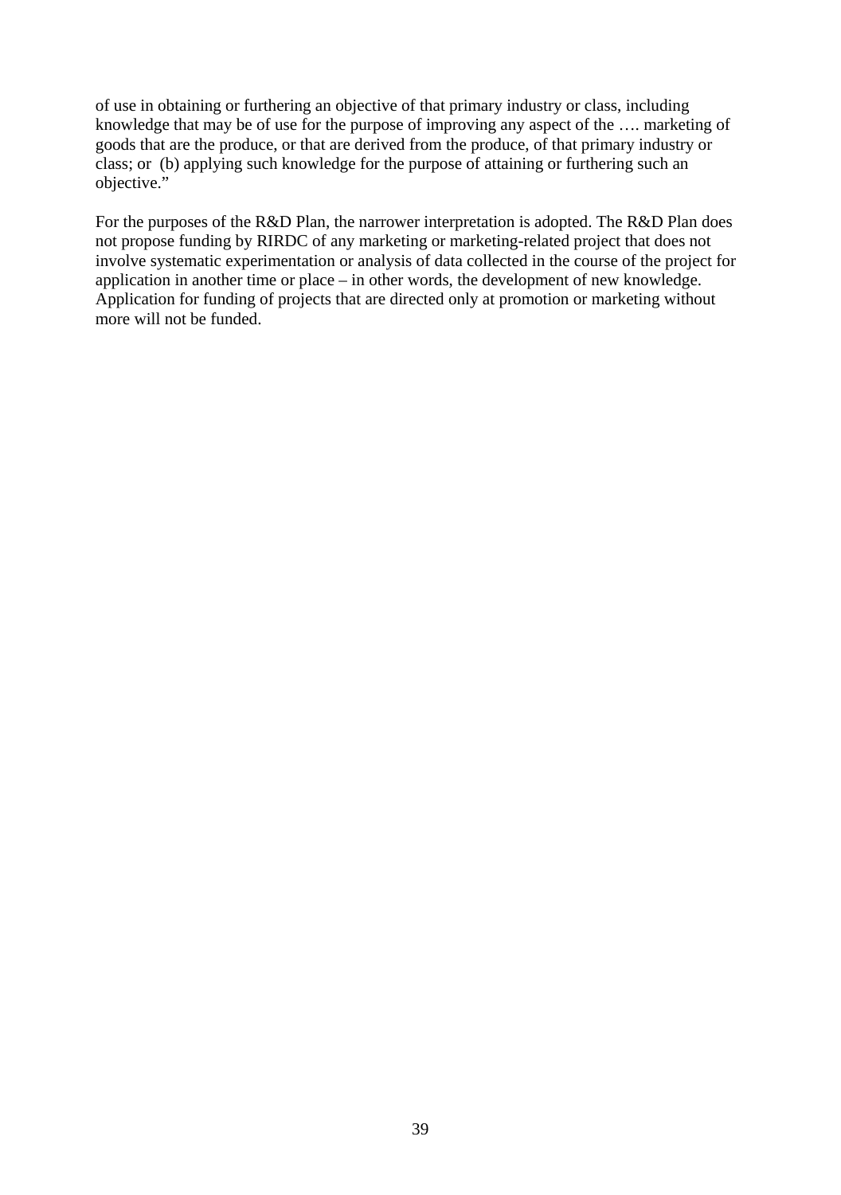of use in obtaining or furthering an objective of that primary industry or class, including knowledge that may be of use for the purpose of improving any aspect of the …. marketing of goods that are the produce, or that are derived from the produce, of that primary industry or class; or (b) applying such knowledge for the purpose of attaining or furthering such an objective."

For the purposes of the R&D Plan, the narrower interpretation is adopted. The R&D Plan does not propose funding by RIRDC of any marketing or marketing-related project that does not involve systematic experimentation or analysis of data collected in the course of the project for application in another time or place – in other words, the development of new knowledge. Application for funding of projects that are directed only at promotion or marketing without more will not be funded.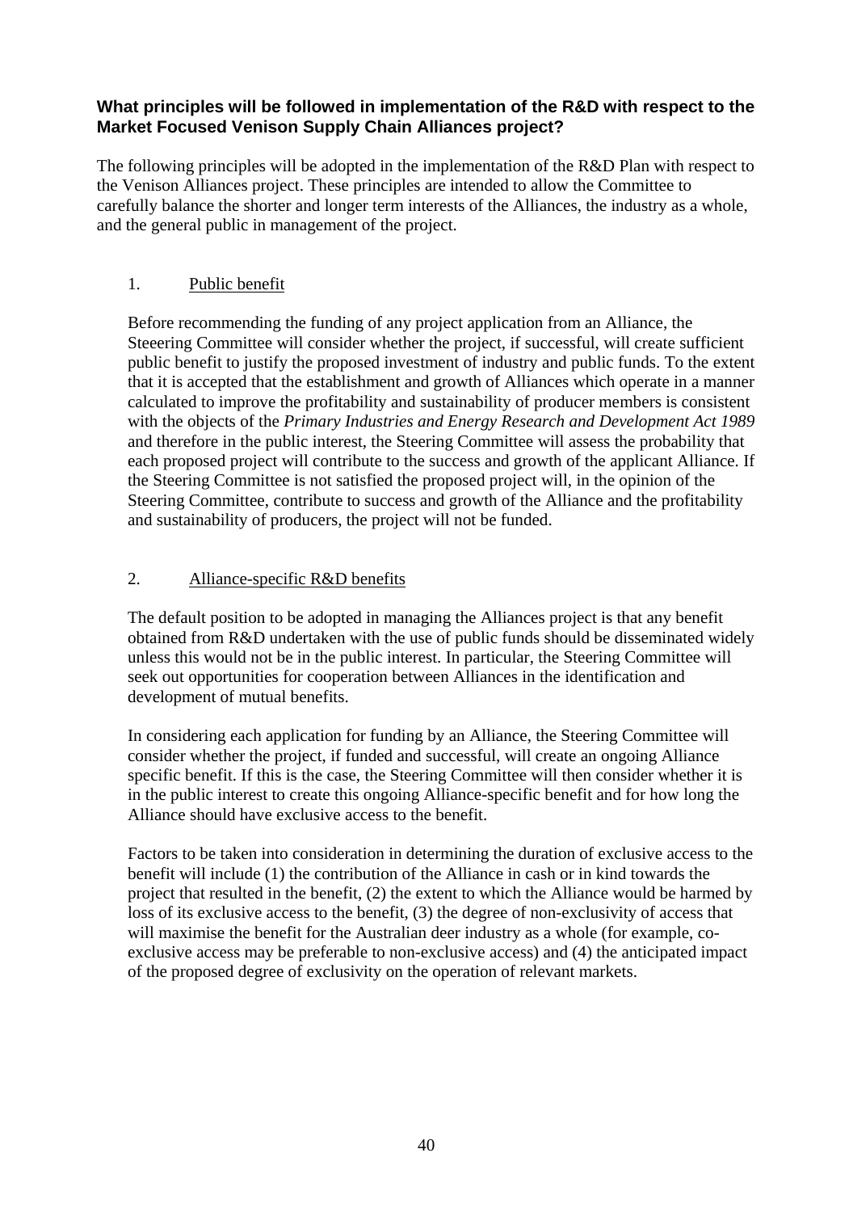### What principles will be followed in implementation of the R&D with respect to the Market Focused Venison Supply Chain Alliances project?

The following principles will be adopted in the implementation of the R&D Plan with respect to the Venison Alliances project. These principles are intended to allow the Committee to carefully balance the shorter and longer term interests of the Alliances, the industry as a whole, and the general public in management of the project.

1. Public benefit

Before recommending the funding of any project application from an Alliance, the Steeering Committee will consider whether the project, if successful, will create sufficient public benefit to justify the proposed investment of industry and public funds. To the extent that it is accepted that the establishment and growth of Alliances which operate in a manner calculated to improve the profitability and sustainability of producer members is consistent with the objects of the *Primary Industries and Energy Research and Development Act 1989* and therefore in the public interest, the Steering Committee will assess the probability that each proposed project will contribute to the success and growth of the applicant Alliance. If the Steering Committee is not satisfied the proposed project will, in the opinion of the Steering Committee, contribute to success and growth of the Alliance and the profitability and sustainability of producers, the project will not be funded.

2. Alliance-specific R&D benefits

The default position to be adopted in managing the Alliances project is that any benefit obtained from R&D undertaken with the use of public funds should be disseminated widely unless this would not be in the public interest. In particular, the Steering Committee will seek out opportunities for cooperation between Alliances in the identification and development of mutual benefits.

In considering each application for funding by an Alliance, the Steering Committee will consider whether the project, if funded and successful, will create an ongoing Alliance specific benefit. If this is the case, the Steering Committee will then consider whether it is in the public interest to create this ongoing Alliance-specific benefit and for how long the Alliance should have exclusive access to the benefit.

Factors to be taken into consideration in determining the duration of exclusive access to the benefit will include (1) the contribution of the Alliance in cash or in kind towards the project that resulted in the benefit, (2) the extent to which the Alliance would be harmed by loss of its exclusive access to the benefit, (3) the degree of non-exclusivity of access that will maximise the benefit for the Australian deer industry as a whole (for example, co-exclusive access may be preferable to non-exclusive access) and (4) the anticipated impact of the proposed degree of exclusivity on the operation of relevant markets.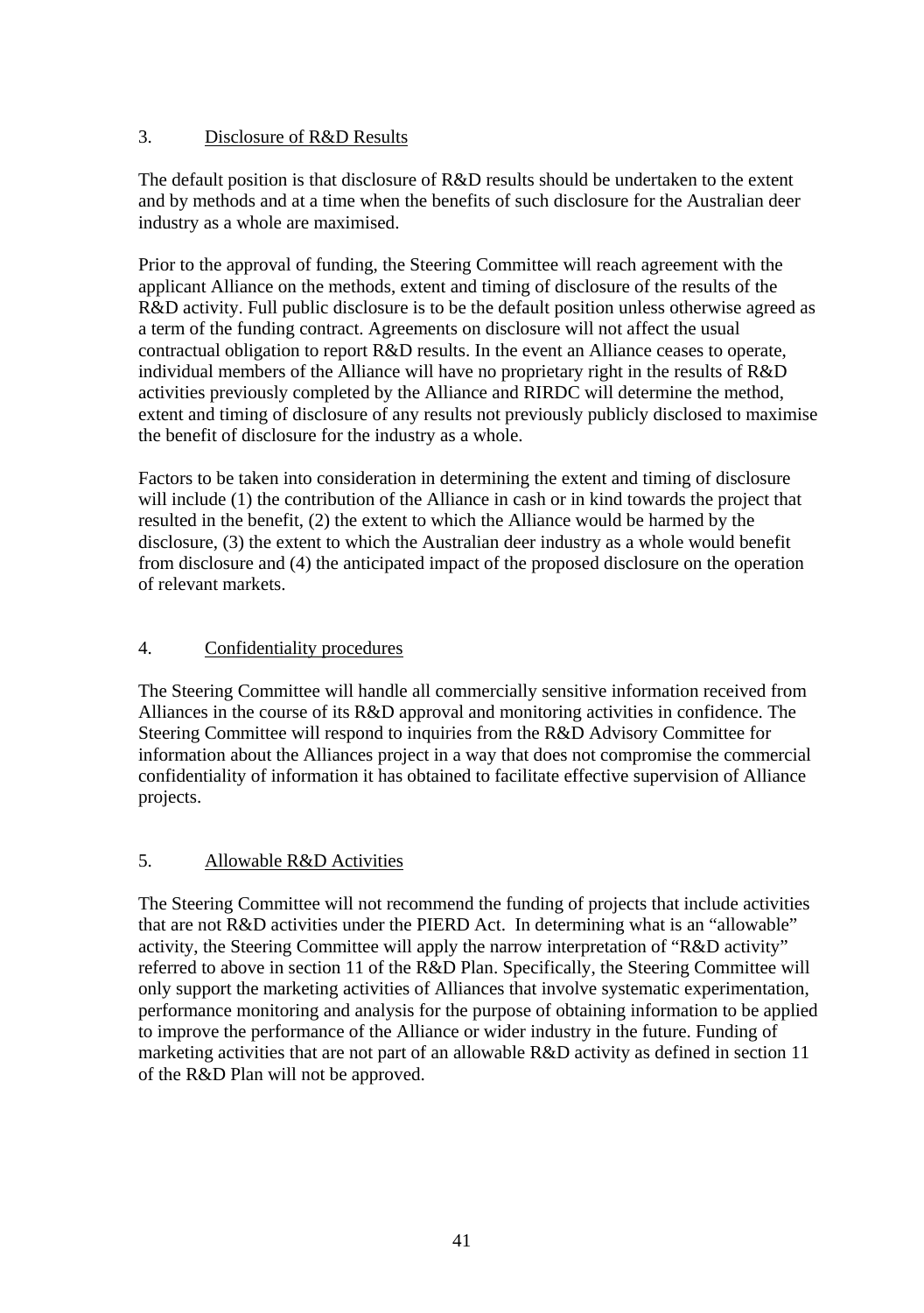## 3. Disclosure of R&D Results

The default position is that disclosure of R&D results should be undertaken to the extent and by methods and at a time when the benefits of such disclosure for the Australian deer industry as a whole are maximised.

Prior to the approval of funding, the Steering Committee will reach agreement with the applicant Alliance on the methods, extent and timing of disclosure of the results of the R&D activity. Full public disclosure is to be the default position unless otherwise agreed as a term of the funding contract. Agreements on disclosure will not affect the usual contractual obligation to report R&D results. In the event an Alliance ceases to operate, individual members of the Alliance will have no proprietary right in the results of R&D activities previously completed by the Alliance and RIRDC will determine the method, extent and timing of disclosure of any results not previously publicly disclosed to maximise the benefit of disclosure for the industry as a whole.

Factors to be taken into consideration in determining the extent and timing of disclosure will include (1) the contribution of the Alliance in cash or in kind towards the project that resulted in the benefit, (2) the extent to which the Alliance would be harmed by the disclosure, (3) the extent to which the Australian deer industry as a whole would benefit from disclosure and (4) the anticipated impact of the proposed disclosure on the operation of relevant markets.

## 4. Confidentiality procedures

The Steering Committee will handle all commercially sensitive information received from Alliances in the course of its R&D approval and monitoring activities in confidence. The Steering Committee will respond to inquiries from the R&D Advisory Committee for information about the Alliances project in a way that does not compromise the commercial confidentiality of information it has obtained to facilitate effective supervision of Alliance projects.

## 5. Allowable R&D Activities

The Steering Committee will not recommend the funding of projects that include activities that are not R&D activities under the PIERD Act. In determining what is an "allowable" activity, the Steering Committee will apply the narrow interpretation of "R&D activity" referred to above in section 11 of the R&D Plan. Specifically, the Steering Committee will only support the marketing activities of Alliances that involve systematic experimentation, performance monitoring and analysis for the purpose of obtaining information to be applied to improve the performance of the Alliance or wider industry in the future. Funding of marketing activities that are not part of an allowable R&D activity as defined in section 11 of the R&D Plan will not be approved.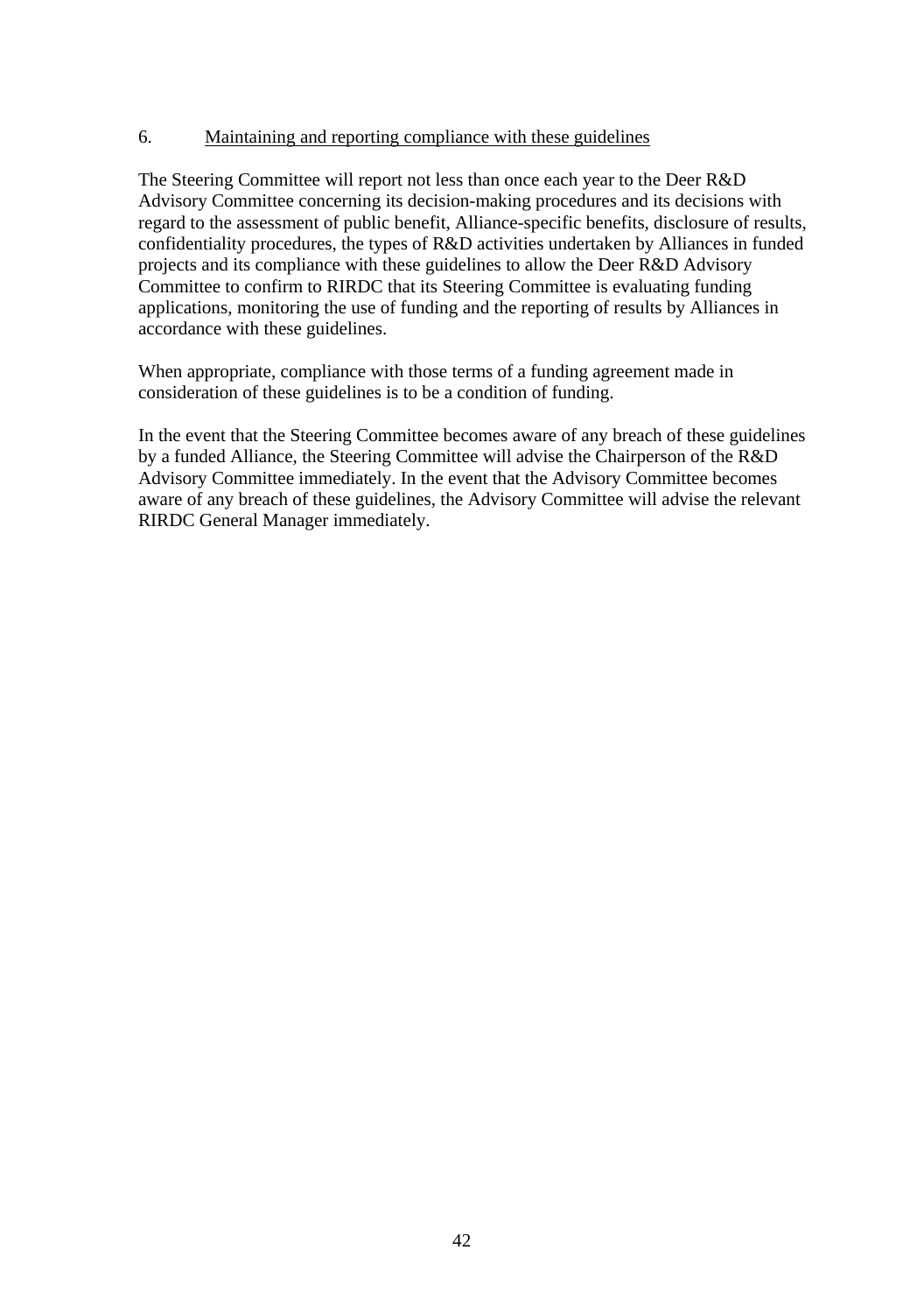## 6. Maintaining and reporting compliance with these guidelines

The Steering Committee will report not less than once each year to the Deer R&D Advisory Committee concerning its decision-making procedures and its decisions with regard to the assessment of public benefit, Alliance-specific benefits, disclosure of results, confidentiality procedures, the types of R&D activities undertaken by Alliances in funded projects and its compliance with these guidelines to allow the Deer R&D Advisory Committee to confirm to RIRDC that its Steering Committee is evaluating funding applications, monitoring the use of funding and the reporting of results by Alliances in accordance with these guidelines.

When appropriate, compliance with those terms of a funding agreement made in consideration of these guidelines is to be a condition of funding.

In the event that the Steering Committee becomes aware of any breach of these guidelines by a funded Alliance, the Steering Committee will advise the Chairperson of the R&D Advisory Committee immediately. In the event that the Advisory Committee becomes aware of any breach of these guidelines, the Advisory Committee will advise the relevant RIRDC General Manager immediately.